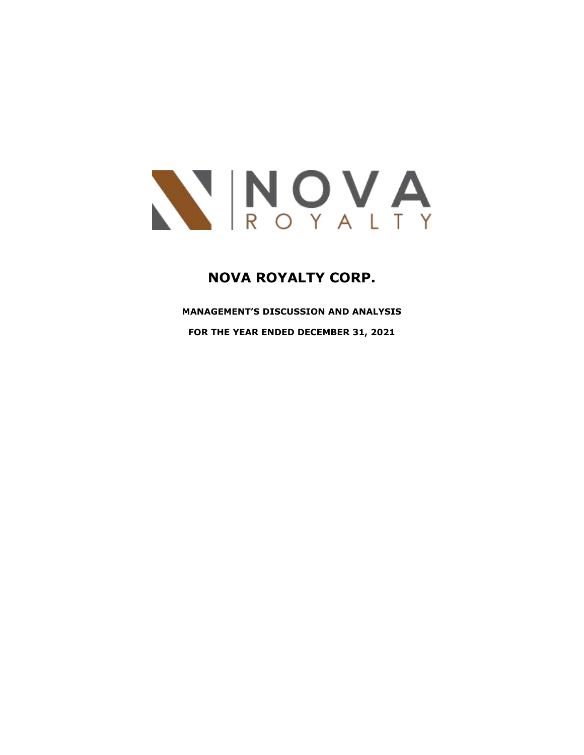NOVA ROYALTY

# NOVA ROYALTY CORP.

**MANAGEMENT'S DISCUSSION AND ANALYSIS**

**FOR THE YEAR ENDED DECEMBER 31, 2021**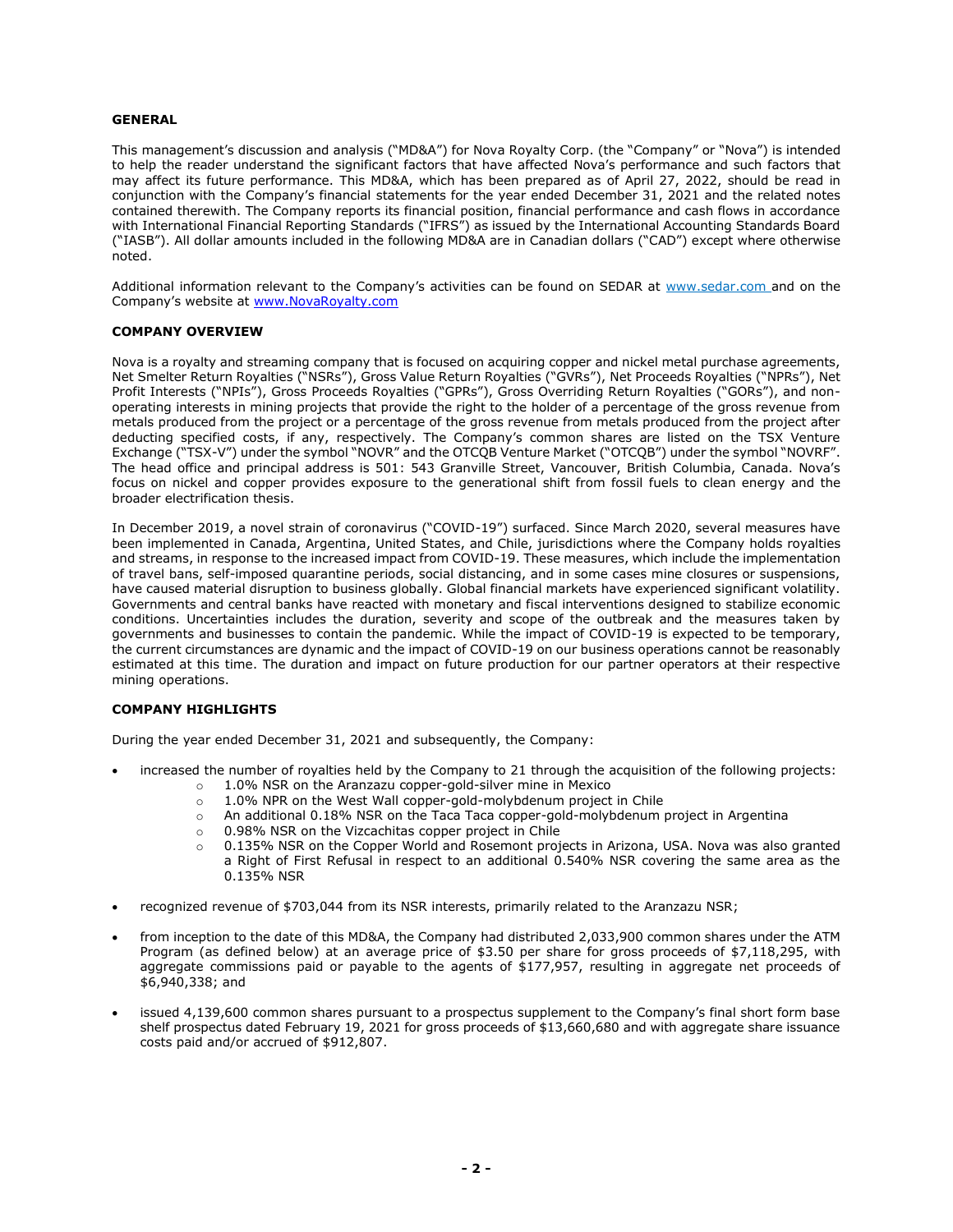## GENERAL

This management's discussion and analysis ("MD&A") for Nova Royalty Corp. (the "Company" or "Nova") is intended to help the reader understand the significant factors that have affected Nova's performance and such factors that may affect its future performance. This MD&A, which has been prepared as of April 27, 2022, should be read in conjunction with the Company's financial statements for the year ended December 31, 2021 and the related notes contained therewith. The Company reports its financial position, financial performance and cash flows in accordance with International Financial Reporting Standards ("IFRS") as issued by the International Accounting Standards Board ("IASB"). All dollar amounts included in the following MD&A are in Canadian dollars ("CAD") except where otherwise noted.

Additional information relevant to the Company's activities can be found on SEDAR at www.sedar.com and on the Company's website at www.NovaRoyalty.com

## COMPANY OVERVIEW

Nova is a royalty and streaming company that is focused on acquiring copper and nickel metal purchase agreements, Net Smelter Return Royalties ("NSRs"), Gross Value Return Royalties ("GVRs"), Net Proceeds Royalties ("NPRs"), Net Profit Interests ("NPIs"), Gross Proceeds Royalties ("GPRs"), Gross Overriding Return Royalties ("GORs"), and non-operating interests in mining projects that provide the right to the holder of a percentage of the gross revenue from metals produced from the project or a percentage of the gross revenue from metals produced from the project after deducting specified costs, if any, respectively. The Company's common shares are listed on the TSX Venture Exchange ("TSX-V") under the symbol "NOVR" and the OTCQB Venture Market ("OTCQB") under the symbol "NOVRF". The head office and principal address is 501: 543 Granville Street, Vancouver, British Columbia, Canada. Nova's focus on nickel and copper provides exposure to the generational shift from fossil fuels to clean energy and the broader electrification thesis.

In December 2019, a novel strain of coronavirus ("COVID-19") surfaced. Since March 2020, several measures have been implemented in Canada, Argentina, United States, and Chile, jurisdictions where the Company holds royalties and streams, in response to the increased impact from COVID-19. These measures, which include the implementation of travel bans, self-imposed quarantine periods, social distancing, and in some cases mine closures or suspensions, have caused material disruption to business globally. Global financial markets have experienced significant volatility. Governments and central banks have reacted with monetary and fiscal interventions designed to stabilize economic conditions. Uncertainties includes the duration, severity and scope of the outbreak and the measures taken by governments and businesses to contain the pandemic. While the impact of COVID-19 is expected to be temporary, the current circumstances are dynamic and the impact of COVID-19 on our business operations cannot be reasonably estimated at this time. The duration and impact on future production for our partner operators at their respective mining operations.

## COMPANY HIGHLIGHTS

During the year ended December 31, 2021 and subsequently, the Company:

- increased the number of royalties held by the Company to 21 through the acquisition of the following projects:
  - 1.0% NSR on the Aranzazu copper-gold-silver mine in Mexico
  - 1.0% NPR on the West Wall copper-gold-molybdenum project in Chile
  - An additional 0.18% NSR on the Taca Taca copper-gold-molybdenum project in Argentina
  - 0.98% NSR on the Vizcachitas copper project in Chile
  - 0.135% NSR on the Copper World and Rosemont projects in Arizona, USA. Nova was also granted a Right of First Refusal in respect to an additional 0.540% NSR covering the same area as the 0.135% NSR
- recognized revenue of $703,044 from its NSR interests, primarily related to the Aranzazu NSR;
- from inception to the date of this MD&A, the Company had distributed 2,033,900 common shares under the ATM Program (as defined below) at an average price of $3.50 per share for gross proceeds of $7,118,295, with aggregate commissions paid or payable to the agents of $177,957, resulting in aggregate net proceeds of $6,940,338; and
- issued 4,139,600 common shares pursuant to a prospectus supplement to the Company's final short form base shelf prospectus dated February 19, 2021 for gross proceeds of $13,660,680 and with aggregate share issuance costs paid and/or accrued of $912,807.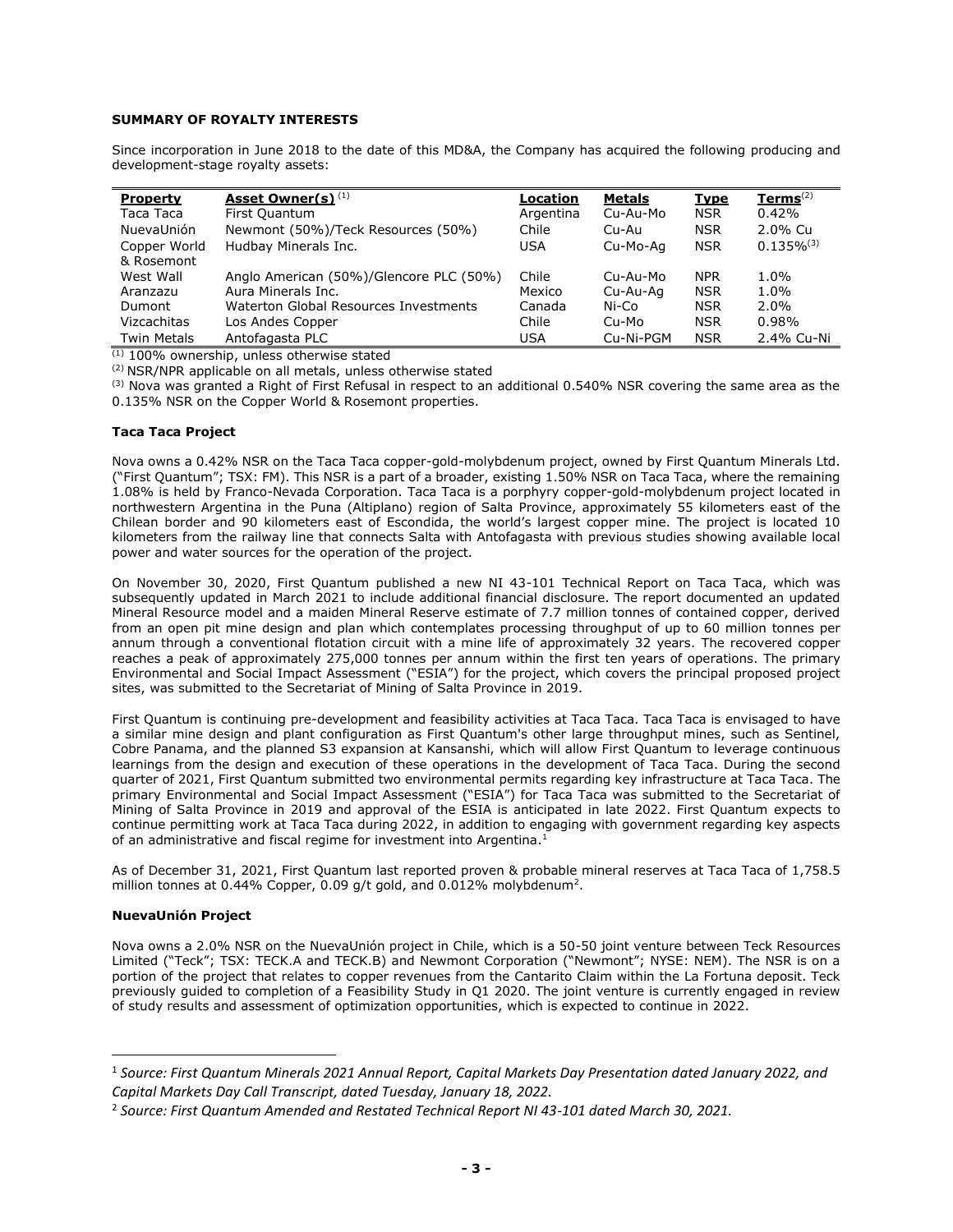**SUMMARY OF ROYALTY INTERESTS**

Since incorporation in June 2018 to the date of this MD&A, the Company has acquired the following producing and development-stage royalty assets:

| Property | Asset Owner(s) [(1)] | Location | Metals | Type | Terms[(2)] |
|---|---|---|---|---|---|
| Taca Taca | First Quantum | Argentina | Cu-Au-Mo | NSR | 0.42% |
| NuevaUnión | Newmont (50%)/Teck Resources (50%) | Chile | Cu-Au | NSR | 2.0% Cu |
| Copper World & Rosemont | Hudbay Minerals Inc. | USA | Cu-Mo-Ag | NSR | 0.135%[(3)] |
| West Wall | Anglo American (50%)/Glencore PLC (50%) | Chile | Cu-Au-Mo | NPR | 1.0% |
| Aranzazu | Aura Minerals Inc. | Mexico | Cu-Au-Ag | NSR | 1.0% |
| Dumont | Waterton Global Resources Investments | Canada | Ni-Co | NSR | 2.0% |
| Vizcachitas | Los Andes Copper | Chile | Cu-Mo | NSR | 0.98% |
| Twin Metals | Antofagasta PLC | USA | Cu-Ni-PGM | NSR | 2.4% Cu-Ni |

(1) 100% ownership, unless otherwise stated

(2) NSR/NPR applicable on all metals, unless otherwise stated

(3) Nova was granted a Right of First Refusal in respect to an additional 0.540% NSR covering the same area as the 0.135% NSR on the Copper World & Rosemont properties.

**Taca Taca Project**

Nova owns a 0.42% NSR on the Taca Taca copper-gold-molybdenum project, owned by First Quantum Minerals Ltd. ("First Quantum"; TSX: FM). This NSR is a part of a broader, existing 1.50% NSR on Taca Taca, where the remaining 1.08% is held by Franco-Nevada Corporation. Taca Taca is a porphyry copper-gold-molybdenum project located in northwestern Argentina in the Puna (Altiplano) region of Salta Province, approximately 55 kilometers east of the Chilean border and 90 kilometers east of Escondida, the world's largest copper mine. The project is located 10 kilometers from the railway line that connects Salta with Antofagasta with previous studies showing available local power and water sources for the operation of the project.

On November 30, 2020, First Quantum published a new NI 43-101 Technical Report on Taca Taca, which was subsequently updated in March 2021 to include additional financial disclosure. The report documented an updated Mineral Resource model and a maiden Mineral Reserve estimate of 7.7 million tonnes of contained copper, derived from an open pit mine design and plan which contemplates processing throughput of up to 60 million tonnes per annum through a conventional flotation circuit with a mine life of approximately 32 years. The recovered copper reaches a peak of approximately 275,000 tonnes per annum within the first ten years of operations. The primary Environmental and Social Impact Assessment ("ESIA") for the project, which covers the principal proposed project sites, was submitted to the Secretariat of Mining of Salta Province in 2019.

First Quantum is continuing pre-development and feasibility activities at Taca Taca. Taca Taca is envisaged to have a similar mine design and plant configuration as First Quantum's other large throughput mines, such as Sentinel, Cobre Panama, and the planned S3 expansion at Kansanshi, which will allow First Quantum to leverage continuous learnings from the design and execution of these operations in the development of Taca Taca. During the second quarter of 2021, First Quantum submitted two environmental permits regarding key infrastructure at Taca Taca. The primary Environmental and Social Impact Assessment ("ESIA") for Taca Taca was submitted to the Secretariat of Mining of Salta Province in 2019 and approval of the ESIA is anticipated in late 2022. First Quantum expects to continue permitting work at Taca Taca during 2022, in addition to engaging with government regarding key aspects of an administrative and fiscal regime for investment into Argentina.[1]

As of December 31, 2021, First Quantum last reported proven & probable mineral reserves at Taca Taca of 1,758.5 million tonnes at 0.44% Copper, 0.09 g/t gold, and 0.012% molybdenum[2].

**NuevaUnión Project**

Nova owns a 2.0% NSR on the NuevaUnión project in Chile, which is a 50-50 joint venture between Teck Resources Limited ("Teck"; TSX: TECK.A and TECK.B) and Newmont Corporation ("Newmont"; NYSE: NEM). The NSR is on a portion of the project that relates to copper revenues from the Cantarito Claim within the La Fortuna deposit. Teck previously guided to completion of a Feasibility Study in Q1 2020. The joint venture is currently engaged in review of study results and assessment of optimization opportunities, which is expected to continue in 2022.

[1] *Source: First Quantum Minerals 2021 Annual Report, Capital Markets Day Presentation dated January 2022, and Capital Markets Day Call Transcript, dated Tuesday, January 18, 2022.*

[2] *Source: First Quantum Amended and Restated Technical Report NI 43-101 dated March 30, 2021.*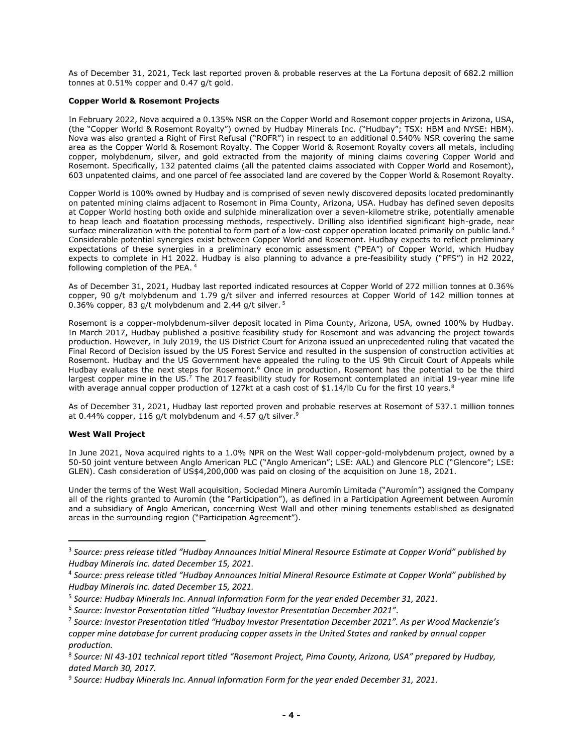As of December 31, 2021, Teck last reported proven & probable reserves at the La Fortuna deposit of 682.2 million tonnes at 0.51% copper and 0.47 g/t gold.

**Copper World & Rosemont Projects**

In February 2022, Nova acquired a 0.135% NSR on the Copper World and Rosemont copper projects in Arizona, USA, (the "Copper World & Rosemont Royalty") owned by Hudbay Minerals Inc. ("Hudbay"; TSX: HBM and NYSE: HBM). Nova was also granted a Right of First Refusal ("ROFR") in respect to an additional 0.540% NSR covering the same area as the Copper World & Rosemont Royalty. The Copper World & Rosemont Royalty covers all metals, including copper, molybdenum, silver, and gold extracted from the majority of mining claims covering Copper World and Rosemont. Specifically, 132 patented claims (all the patented claims associated with Copper World and Rosemont), 603 unpatented claims, and one parcel of fee associated land are covered by the Copper World & Rosemont Royalty.

Copper World is 100% owned by Hudbay and is comprised of seven newly discovered deposits located predominantly on patented mining claims adjacent to Rosemont in Pima County, Arizona, USA. Hudbay has defined seven deposits at Copper World hosting both oxide and sulphide mineralization over a seven-kilometre strike, potentially amenable to heap leach and floatation processing methods, respectively. Drilling also identified significant high-grade, near surface mineralization with the potential to form part of a low-cost copper operation located primarily on public land.[3] Considerable potential synergies exist between Copper World and Rosemont. Hudbay expects to reflect preliminary expectations of these synergies in a preliminary economic assessment ("PEA") of Copper World, which Hudbay expects to complete in H1 2022. Hudbay is also planning to advance a pre-feasibility study ("PFS") in H2 2022, following completion of the PEA.[4]

As of December 31, 2021, Hudbay last reported indicated resources at Copper World of 272 million tonnes at 0.36% copper, 90 g/t molybdenum and 1.79 g/t silver and inferred resources at Copper World of 142 million tonnes at 0.36% copper, 83 g/t molybdenum and 2.44 g/t silver.[5]

Rosemont is a copper-molybdenum-silver deposit located in Pima County, Arizona, USA, owned 100% by Hudbay. In March 2017, Hudbay published a positive feasibility study for Rosemont and was advancing the project towards production. However, in July 2019, the US District Court for Arizona issued an unprecedented ruling that vacated the Final Record of Decision issued by the US Forest Service and resulted in the suspension of construction activities at Rosemont. Hudbay and the US Government have appealed the ruling to the US 9th Circuit Court of Appeals while Hudbay evaluates the next steps for Rosemont.[6] Once in production, Rosemont has the potential to be the third largest copper mine in the US.[7] The 2017 feasibility study for Rosemont contemplated an initial 19-year mine life with average annual copper production of 127kt at a cash cost of \$1.14/lb Cu for the first 10 years.[8]

As of December 31, 2021, Hudbay last reported proven and probable reserves at Rosemont of 537.1 million tonnes at 0.44% copper, 116 g/t molybdenum and 4.57 g/t silver.[9]

**West Wall Project**

In June 2021, Nova acquired rights to a 1.0% NPR on the West Wall copper-gold-molybdenum project, owned by a 50-50 joint venture between Anglo American PLC ("Anglo American"; LSE: AAL) and Glencore PLC ("Glencore"; LSE: GLEN). Cash consideration of US\$4,200,000 was paid on closing of the acquisition on June 18, 2021.

Under the terms of the West Wall acquisition, Sociedad Minera Auromín Limitada ("Auromín") assigned the Company all of the rights granted to Auromín (the "Participation"), as defined in a Participation Agreement between Auromín and a subsidiary of Anglo American, concerning West Wall and other mining tenements established as designated areas in the surrounding region ("Participation Agreement").

---

[3] *Source: press release titled "Hudbay Announces Initial Mineral Resource Estimate at Copper World" published by Hudbay Minerals Inc. dated December 15, 2021.*

[4] *Source: press release titled "Hudbay Announces Initial Mineral Resource Estimate at Copper World" published by Hudbay Minerals Inc. dated December 15, 2021.*

[5] *Source: Hudbay Minerals Inc. Annual Information Form for the year ended December 31, 2021.*

[6] *Source: Investor Presentation titled "Hudbay Investor Presentation December 2021".*

[7] *Source: Investor Presentation titled "Hudbay Investor Presentation December 2021". As per Wood Mackenzie's copper mine database for current producing copper assets in the United States and ranked by annual copper production.*

[8] *Source: NI 43-101 technical report titled "Rosemont Project, Pima County, Arizona, USA" prepared by Hudbay, dated March 30, 2017.*

[9] *Source: Hudbay Minerals Inc. Annual Information Form for the year ended December 31, 2021.*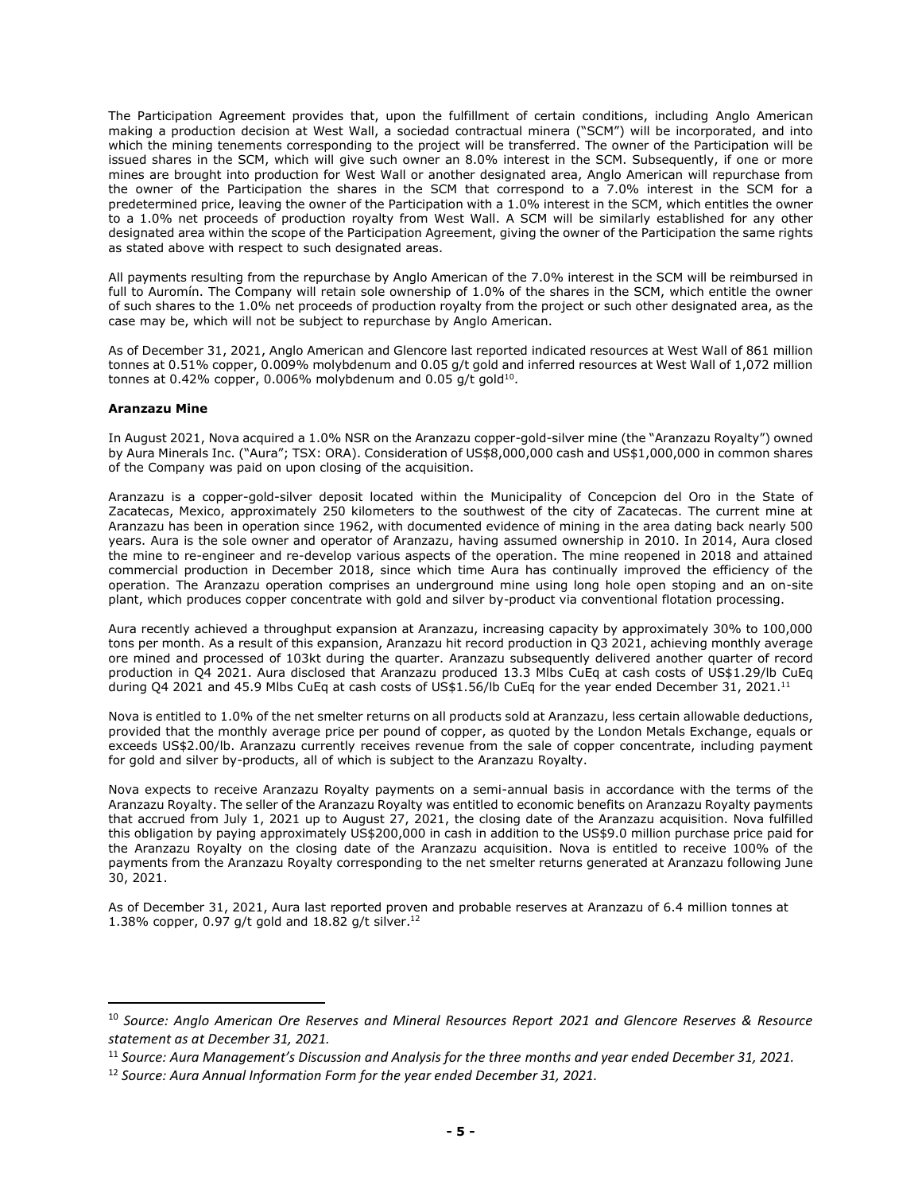The Participation Agreement provides that, upon the fulfillment of certain conditions, including Anglo American making a production decision at West Wall, a sociedad contractual minera ("SCM") will be incorporated, and into which the mining tenements corresponding to the project will be transferred. The owner of the Participation will be issued shares in the SCM, which will give such owner an 8.0% interest in the SCM. Subsequently, if one or more mines are brought into production for West Wall or another designated area, Anglo American will repurchase from the owner of the Participation the shares in the SCM that correspond to a 7.0% interest in the SCM for a predetermined price, leaving the owner of the Participation with a 1.0% interest in the SCM, which entitles the owner to a 1.0% net proceeds of production royalty from West Wall. A SCM will be similarly established for any other designated area within the scope of the Participation Agreement, giving the owner of the Participation the same rights as stated above with respect to such designated areas.

All payments resulting from the repurchase by Anglo American of the 7.0% interest in the SCM will be reimbursed in full to Auromín. The Company will retain sole ownership of 1.0% of the shares in the SCM, which entitle the owner of such shares to the 1.0% net proceeds of production royalty from the project or such other designated area, as the case may be, which will not be subject to repurchase by Anglo American.

As of December 31, 2021, Anglo American and Glencore last reported indicated resources at West Wall of 861 million tonnes at 0.51% copper, 0.009% molybdenum and 0.05 g/t gold and inferred resources at West Wall of 1,072 million tonnes at 0.42% copper, 0.006% molybdenum and 0.05 g/t gold[10].

**Aranzazu Mine**

In August 2021, Nova acquired a 1.0% NSR on the Aranzazu copper-gold-silver mine (the "Aranzazu Royalty") owned by Aura Minerals Inc. ("Aura"; TSX: ORA). Consideration of US$8,000,000 cash and US$1,000,000 in common shares of the Company was paid on upon closing of the acquisition.

Aranzazu is a copper-gold-silver deposit located within the Municipality of Concepcion del Oro in the State of Zacatecas, Mexico, approximately 250 kilometers to the southwest of the city of Zacatecas. The current mine at Aranzazu has been in operation since 1962, with documented evidence of mining in the area dating back nearly 500 years. Aura is the sole owner and operator of Aranzazu, having assumed ownership in 2010. In 2014, Aura closed the mine to re-engineer and re-develop various aspects of the operation. The mine reopened in 2018 and attained commercial production in December 2018, since which time Aura has continually improved the efficiency of the operation. The Aranzazu operation comprises an underground mine using long hole open stoping and an on-site plant, which produces copper concentrate with gold and silver by-product via conventional flotation processing.

Aura recently achieved a throughput expansion at Aranzazu, increasing capacity by approximately 30% to 100,000 tons per month. As a result of this expansion, Aranzazu hit record production in Q3 2021, achieving monthly average ore mined and processed of 103kt during the quarter. Aranzazu subsequently delivered another quarter of record production in Q4 2021. Aura disclosed that Aranzazu produced 13.3 Mlbs CuEq at cash costs of US$1.29/lb CuEq during Q4 2021 and 45.9 Mlbs CuEq at cash costs of US$1.56/lb CuEq for the year ended December 31, 2021.[11]

Nova is entitled to 1.0% of the net smelter returns on all products sold at Aranzazu, less certain allowable deductions, provided that the monthly average price per pound of copper, as quoted by the London Metals Exchange, equals or exceeds US$2.00/lb. Aranzazu currently receives revenue from the sale of copper concentrate, including payment for gold and silver by-products, all of which is subject to the Aranzazu Royalty.

Nova expects to receive Aranzazu Royalty payments on a semi-annual basis in accordance with the terms of the Aranzazu Royalty. The seller of the Aranzazu Royalty was entitled to economic benefits on Aranzazu Royalty payments that accrued from July 1, 2021 up to August 27, 2021, the closing date of the Aranzazu acquisition. Nova fulfilled this obligation by paying approximately US$200,000 in cash in addition to the US$9.0 million purchase price paid for the Aranzazu Royalty on the closing date of the Aranzazu acquisition. Nova is entitled to receive 100% of the payments from the Aranzazu Royalty corresponding to the net smelter returns generated at Aranzazu following June 30, 2021.

As of December 31, 2021, Aura last reported proven and probable reserves at Aranzazu of 6.4 million tonnes at 1.38% copper, 0.97 g/t gold and 18.82 g/t silver.[12]

---

[10] *Source: Anglo American Ore Reserves and Mineral Resources Report 2021 and Glencore Reserves & Resource statement as at December 31, 2021.*

[11] *Source: Aura Management's Discussion and Analysis for the three months and year ended December 31, 2021.*

[12] *Source: Aura Annual Information Form for the year ended December 31, 2021.*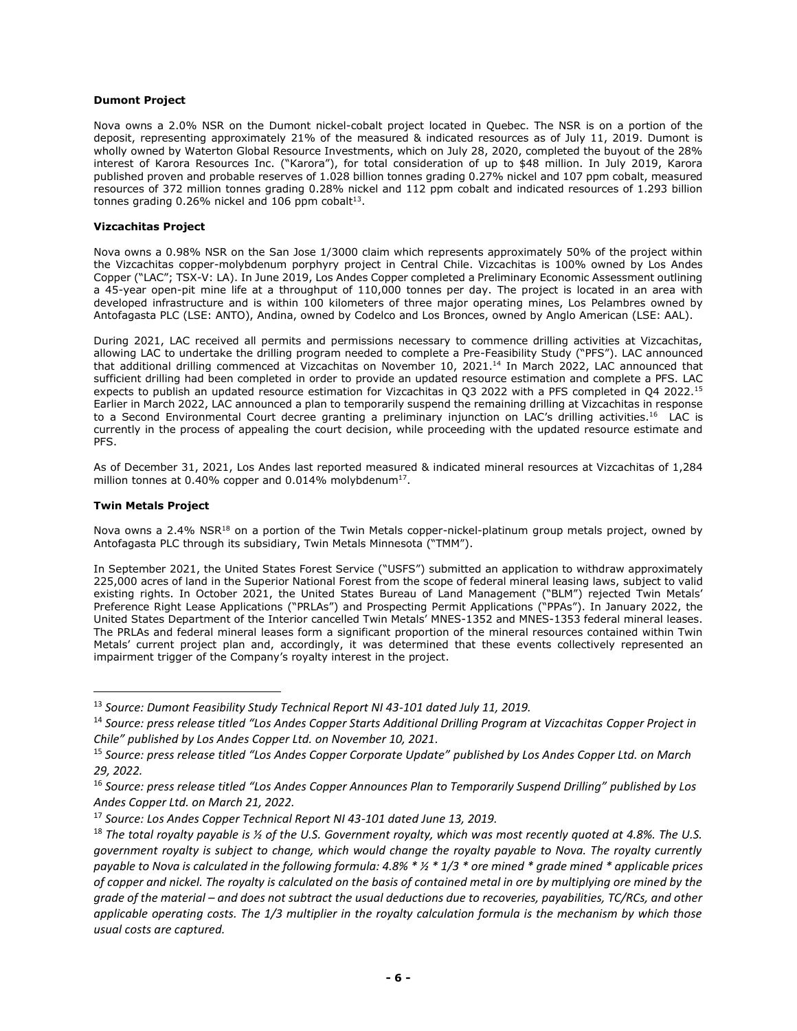**Dumont Project**

Nova owns a 2.0% NSR on the Dumont nickel-cobalt project located in Quebec. The NSR is on a portion of the deposit, representing approximately 21% of the measured & indicated resources as of July 11, 2019. Dumont is wholly owned by Waterton Global Resource Investments, which on July 28, 2020, completed the buyout of the 28% interest of Karora Resources Inc. ("Karora"), for total consideration of up to $48 million. In July 2019, Karora published proven and probable reserves of 1.028 billion tonnes grading 0.27% nickel and 107 ppm cobalt, measured resources of 372 million tonnes grading 0.28% nickel and 112 ppm cobalt and indicated resources of 1.293 billion tonnes grading 0.26% nickel and 106 ppm cobalt[13].

**Vizcachitas Project**

Nova owns a 0.98% NSR on the San Jose 1/3000 claim which represents approximately 50% of the project within the Vizcachitas copper-molybdenum porphyry project in Central Chile. Vizcachitas is 100% owned by Los Andes Copper ("LAC"; TSX-V: LA). In June 2019, Los Andes Copper completed a Preliminary Economic Assessment outlining a 45-year open-pit mine life at a throughput of 110,000 tonnes per day. The project is located in an area with developed infrastructure and is within 100 kilometers of three major operating mines, Los Pelambres owned by Antofagasta PLC (LSE: ANTO), Andina, owned by Codelco and Los Bronces, owned by Anglo American (LSE: AAL).

During 2021, LAC received all permits and permissions necessary to commence drilling activities at Vizcachitas, allowing LAC to undertake the drilling program needed to complete a Pre-Feasibility Study ("PFS"). LAC announced that additional drilling commenced at Vizcachitas on November 10, 2021.[14] In March 2022, LAC announced that sufficient drilling had been completed in order to provide an updated resource estimation and complete a PFS. LAC expects to publish an updated resource estimation for Vizcachitas in Q3 2022 with a PFS completed in Q4 2022.[15] Earlier in March 2022, LAC announced a plan to temporarily suspend the remaining drilling at Vizcachitas in response to a Second Environmental Court decree granting a preliminary injunction on LAC's drilling activities.[16] LAC is currently in the process of appealing the court decision, while proceeding with the updated resource estimate and PFS.

As of December 31, 2021, Los Andes last reported measured & indicated mineral resources at Vizcachitas of 1,284 million tonnes at 0.40% copper and 0.014% molybdenum[17].

**Twin Metals Project**

Nova owns a 2.4% NSR[18] on a portion of the Twin Metals copper-nickel-platinum group metals project, owned by Antofagasta PLC through its subsidiary, Twin Metals Minnesota ("TMM").

In September 2021, the United States Forest Service ("USFS") submitted an application to withdraw approximately 225,000 acres of land in the Superior National Forest from the scope of federal mineral leasing laws, subject to valid existing rights. In October 2021, the United States Bureau of Land Management ("BLM") rejected Twin Metals' Preference Right Lease Applications ("PRLAs") and Prospecting Permit Applications ("PPAs"). In January 2022, the United States Department of the Interior cancelled Twin Metals' MNES-1352 and MNES-1353 federal mineral leases. The PRLAs and federal mineral leases form a significant proportion of the mineral resources contained within Twin Metals' current project plan and, accordingly, it was determined that these events collectively represented an impairment trigger of the Company's royalty interest in the project.

---

[13] *Source: Dumont Feasibility Study Technical Report NI 43-101 dated July 11, 2019.*

[14] *Source: press release titled "Los Andes Copper Starts Additional Drilling Program at Vizcachitas Copper Project in Chile" published by Los Andes Copper Ltd. on November 10, 2021.*

[15] *Source: press release titled "Los Andes Copper Corporate Update" published by Los Andes Copper Ltd. on March 29, 2022.*

[16] *Source: press release titled "Los Andes Copper Announces Plan to Temporarily Suspend Drilling" published by Los Andes Copper Ltd. on March 21, 2022.*

[17] *Source: Los Andes Copper Technical Report NI 43-101 dated June 13, 2019.*

[18] *The total royalty payable is ½ of the U.S. Government royalty, which was most recently quoted at 4.8%. The U.S. government royalty is subject to change, which would change the royalty payable to Nova. The royalty currently payable to Nova is calculated in the following formula: 4.8% * ½ * 1/3 * ore mined * grade mined * applicable prices of copper and nickel. The royalty is calculated on the basis of contained metal in ore by multiplying ore mined by the grade of the material – and does not subtract the usual deductions due to recoveries, payabilities, TC/RCs, and other applicable operating costs. The 1/3 multiplier in the royalty calculation formula is the mechanism by which those usual costs are captured.*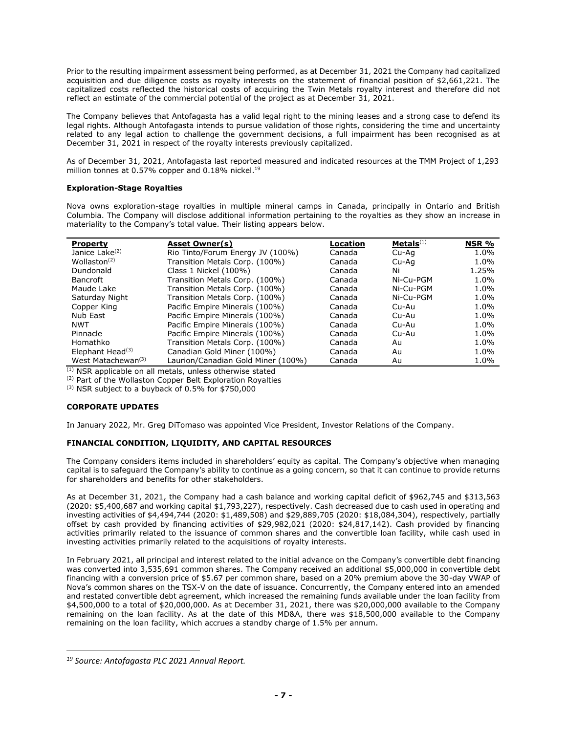Prior to the resulting impairment assessment being performed, as at December 31, 2021 the Company had capitalized acquisition and due diligence costs as royalty interests on the statement of financial position of $2,661,221. The capitalized costs reflected the historical costs of acquiring the Twin Metals royalty interest and therefore did not reflect an estimate of the commercial potential of the project as at December 31, 2021.

The Company believes that Antofagasta has a valid legal right to the mining leases and a strong case to defend its legal rights. Although Antofagasta intends to pursue validation of those rights, considering the time and uncertainty related to any legal action to challenge the government decisions, a full impairment has been recognised as at December 31, 2021 in respect of the royalty interests previously capitalized.

As of December 31, 2021, Antofagasta last reported measured and indicated resources at the TMM Project of 1,293 million tonnes at 0.57% copper and 0.18% nickel.[19]

### Exploration-Stage Royalties

Nova owns exploration-stage royalties in multiple mineral camps in Canada, principally in Ontario and British Columbia. The Company will disclose additional information pertaining to the royalties as they show an increase in materiality to the Company's total value. Their listing appears below.

| Property | Asset Owner(s) | Location | Metals[(1)] | NSR % |
|---|---|---|---|---|
| Janice Lake[(2)] | Rio Tinto/Forum Energy JV (100%) | Canada | Cu-Ag | 1.0% |
| Wollaston[(2)] | Transition Metals Corp. (100%) | Canada | Cu-Ag | 1.0% |
| Dundonald | Class 1 Nickel (100%) | Canada | Ni | 1.25% |
| Bancroft | Transition Metals Corp. (100%) | Canada | Ni-Cu-PGM | 1.0% |
| Maude Lake | Transition Metals Corp. (100%) | Canada | Ni-Cu-PGM | 1.0% |
| Saturday Night | Transition Metals Corp. (100%) | Canada | Ni-Cu-PGM | 1.0% |
| Copper King | Pacific Empire Minerals (100%) | Canada | Cu-Au | 1.0% |
| Nub East | Pacific Empire Minerals (100%) | Canada | Cu-Au | 1.0% |
| NWT | Pacific Empire Minerals (100%) | Canada | Cu-Au | 1.0% |
| Pinnacle | Pacific Empire Minerals (100%) | Canada | Cu-Au | 1.0% |
| Homathko | Transition Metals Corp. (100%) | Canada | Au | 1.0% |
| Elephant Head[(3)] | Canadian Gold Miner (100%) | Canada | Au | 1.0% |
| West Matachewan[(3)] | Laurion/Canadian Gold Miner (100%) | Canada | Au | 1.0% |

(1) NSR applicable on all metals, unless otherwise stated

(2) Part of the Wollaston Copper Belt Exploration Royalties

(3) NSR subject to a buyback of 0.5% for $750,000

## CORPORATE UPDATES

In January 2022, Mr. Greg DiTomaso was appointed Vice President, Investor Relations of the Company.

## FINANCIAL CONDITION, LIQUIDITY, AND CAPITAL RESOURCES

The Company considers items included in shareholders' equity as capital. The Company's objective when managing capital is to safeguard the Company's ability to continue as a going concern, so that it can continue to provide returns for shareholders and benefits for other stakeholders.

As at December 31, 2021, the Company had a cash balance and working capital deficit of $962,745 and $313,563 (2020: $5,400,687 and working capital $1,793,227), respectively. Cash decreased due to cash used in operating and investing activities of $4,494,744 (2020: $1,489,508) and $29,889,705 (2020: $18,084,304), respectively, partially offset by cash provided by financing activities of $29,982,021 (2020: $24,817,142). Cash provided by financing activities primarily related to the issuance of common shares and the convertible loan facility, while cash used in investing activities primarily related to the acquisitions of royalty interests.

In February 2021, all principal and interest related to the initial advance on the Company's convertible debt financing was converted into 3,535,691 common shares. The Company received an additional $5,000,000 in convertible debt financing with a conversion price of $5.67 per common share, based on a 20% premium above the 30-day VWAP of Nova's common shares on the TSX-V on the date of issuance. Concurrently, the Company entered into an amended and restated convertible debt agreement, which increased the remaining funds available under the loan facility from $4,500,000 to a total of $20,000,000. As at December 31, 2021, there was $20,000,000 available to the Company remaining on the loan facility. As at the date of this MD&A, there was $18,500,000 available to the Company remaining on the loan facility, which accrues a standby charge of 1.5% per annum.

[19] *Source: Antofagasta PLC 2021 Annual Report.*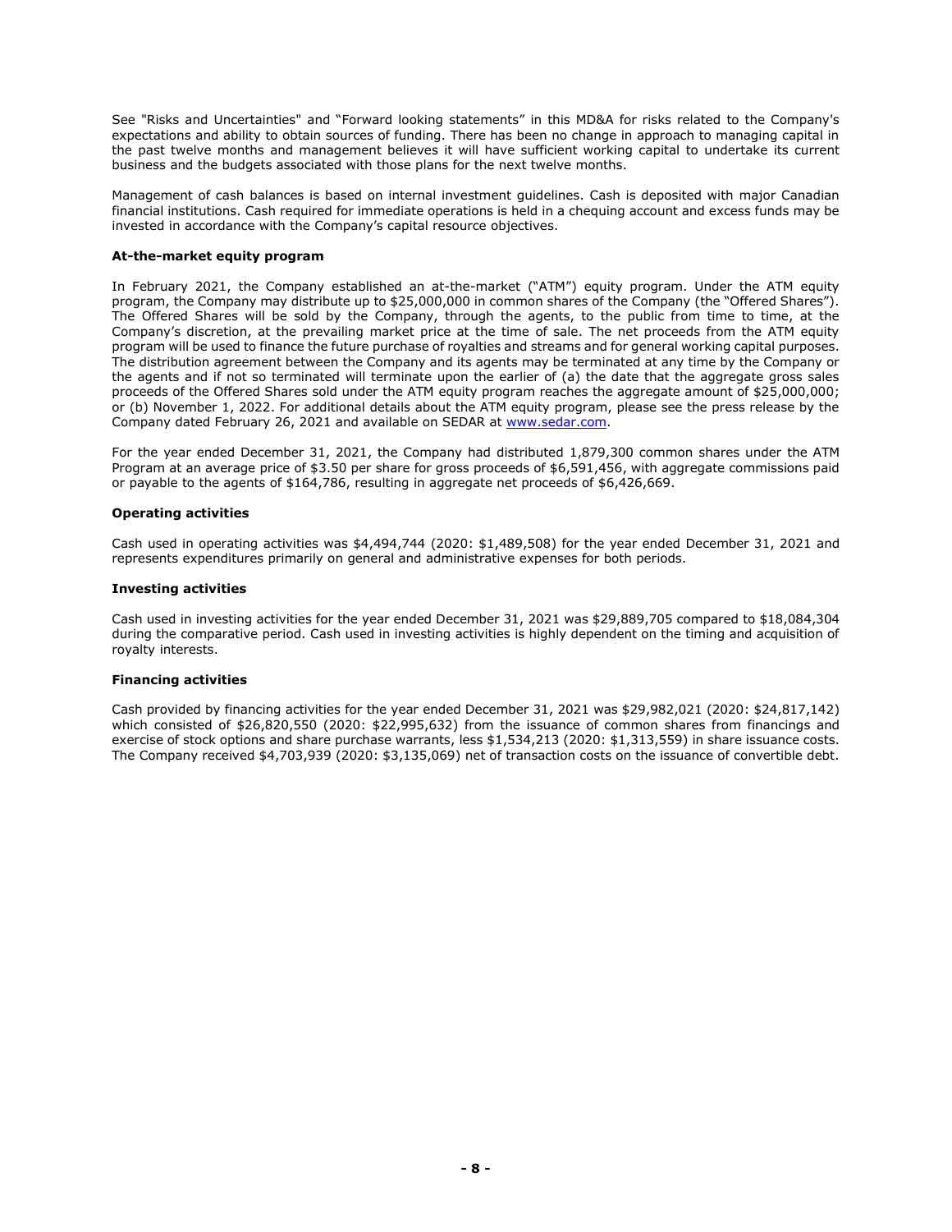See "Risks and Uncertainties" and "Forward looking statements" in this MD&A for risks related to the Company's expectations and ability to obtain sources of funding. There has been no change in approach to managing capital in the past twelve months and management believes it will have sufficient working capital to undertake its current business and the budgets associated with those plans for the next twelve months.

Management of cash balances is based on internal investment guidelines. Cash is deposited with major Canadian financial institutions. Cash required for immediate operations is held in a chequing account and excess funds may be invested in accordance with the Company's capital resource objectives.

**At-the-market equity program**

In February 2021, the Company established an at-the-market ("ATM") equity program. Under the ATM equity program, the Company may distribute up to $25,000,000 in common shares of the Company (the "Offered Shares"). The Offered Shares will be sold by the Company, through the agents, to the public from time to time, at the Company's discretion, at the prevailing market price at the time of sale. The net proceeds from the ATM equity program will be used to finance the future purchase of royalties and streams and for general working capital purposes. The distribution agreement between the Company and its agents may be terminated at any time by the Company or the agents and if not so terminated will terminate upon the earlier of (a) the date that the aggregate gross sales proceeds of the Offered Shares sold under the ATM equity program reaches the aggregate amount of $25,000,000; or (b) November 1, 2022. For additional details about the ATM equity program, please see the press release by the Company dated February 26, 2021 and available on SEDAR at www.sedar.com.

For the year ended December 31, 2021, the Company had distributed 1,879,300 common shares under the ATM Program at an average price of $3.50 per share for gross proceeds of $6,591,456, with aggregate commissions paid or payable to the agents of $164,786, resulting in aggregate net proceeds of $6,426,669.

**Operating activities**

Cash used in operating activities was $4,494,744 (2020: $1,489,508) for the year ended December 31, 2021 and represents expenditures primarily on general and administrative expenses for both periods.

**Investing activities**

Cash used in investing activities for the year ended December 31, 2021 was $29,889,705 compared to $18,084,304 during the comparative period. Cash used in investing activities is highly dependent on the timing and acquisition of royalty interests.

**Financing activities**

Cash provided by financing activities for the year ended December 31, 2021 was $29,982,021 (2020: $24,817,142) which consisted of $26,820,550 (2020: $22,995,632) from the issuance of common shares from financings and exercise of stock options and share purchase warrants, less $1,534,213 (2020: $1,313,559) in share issuance costs. The Company received $4,703,939 (2020: $3,135,069) net of transaction costs on the issuance of convertible debt.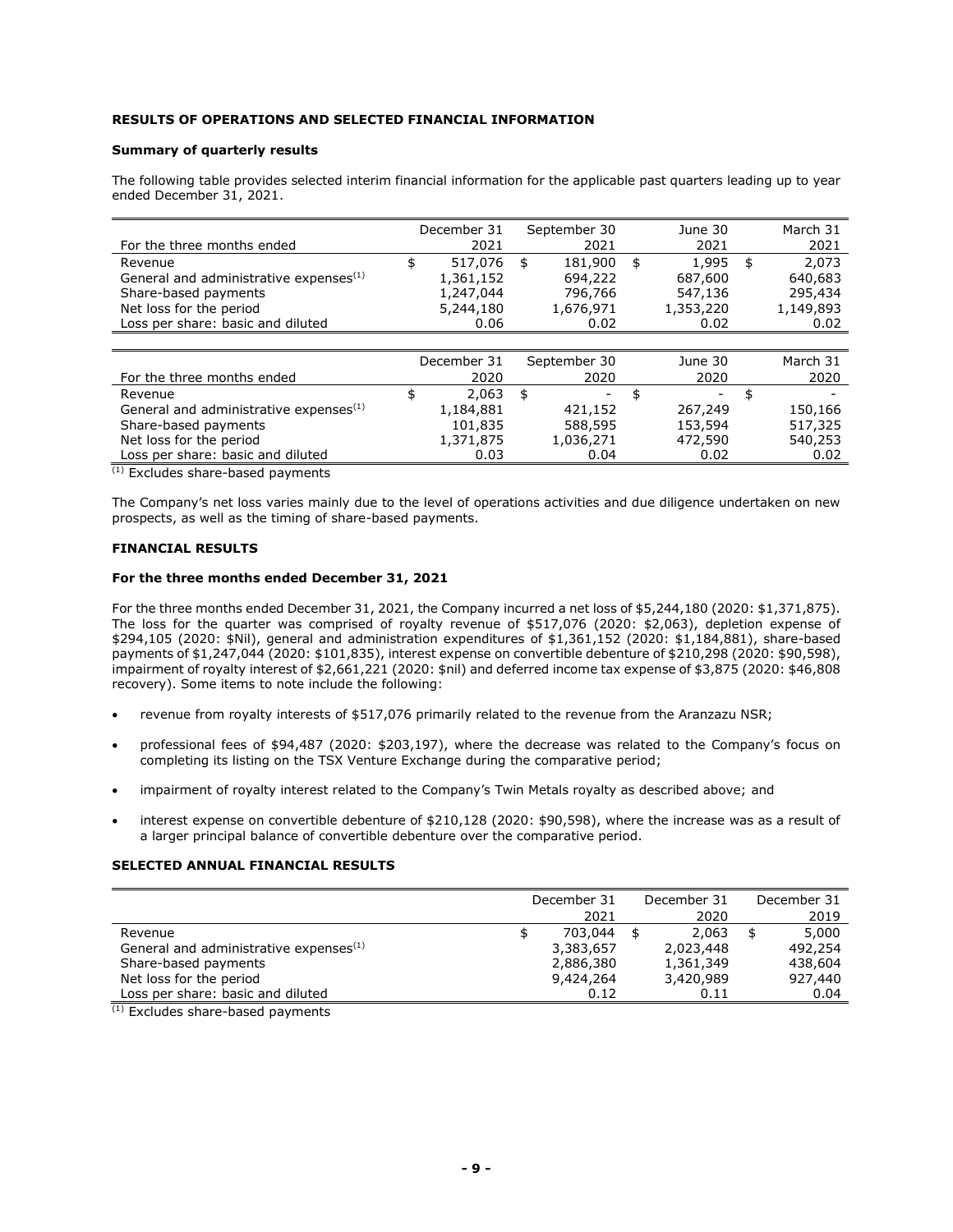## RESULTS OF OPERATIONS AND SELECTED FINANCIAL INFORMATION

### Summary of quarterly results

The following table provides selected interim financial information for the applicable past quarters leading up to year ended December 31, 2021.

| For the three months ended | December 31 2021 | September 30 2021 | June 30 2021 | March 31 2021 |
|---|---|---|---|---|
| Revenue | $ 517,076 | $ 181,900 | $ 1,995 | $ 2,073 |
| General and administrative expenses[(1)] | 1,361,152 | 694,222 | 687,600 | 640,683 |
| Share-based payments | 1,247,044 | 796,766 | 547,136 | 295,434 |
| Net loss for the period | 5,244,180 | 1,676,971 | 1,353,220 | 1,149,893 |
| Loss per share: basic and diluted | 0.06 | 0.02 | 0.02 | 0.02 |

| For the three months ended | December 31 2020 | September 30 2020 | June 30 2020 | March 31 2020 |
|---|---|---|---|---|
| Revenue | $ 2,063 | $ - | $ - | $ - |
| General and administrative expenses[(1)] | 1,184,881 | 421,152 | 267,249 | 150,166 |
| Share-based payments | 101,835 | 588,595 | 153,594 | 517,325 |
| Net loss for the period | 1,371,875 | 1,036,271 | 472,590 | 540,253 |
| Loss per share: basic and diluted | 0.03 | 0.04 | 0.02 | 0.02 |

[(1)] Excludes share-based payments

The Company's net loss varies mainly due to the level of operations activities and due diligence undertaken on new prospects, as well as the timing of share-based payments.

## FINANCIAL RESULTS

### For the three months ended December 31, 2021

For the three months ended December 31, 2021, the Company incurred a net loss of $5,244,180 (2020: $1,371,875). The loss for the quarter was comprised of royalty revenue of $517,076 (2020: $2,063), depletion expense of $294,105 (2020: $Nil), general and administration expenditures of $1,361,152 (2020: $1,184,881), share-based payments of $1,247,044 (2020: $101,835), interest expense on convertible debenture of $210,298 (2020: $90,598), impairment of royalty interest of $2,661,221 (2020: $nil) and deferred income tax expense of $3,875 (2020: $46,808 recovery). Some items to note include the following:

- revenue from royalty interests of $517,076 primarily related to the revenue from the Aranzazu NSR;
- professional fees of $94,487 (2020: $203,197), where the decrease was related to the Company's focus on completing its listing on the TSX Venture Exchange during the comparative period;
- impairment of royalty interest related to the Company's Twin Metals royalty as described above; and
- interest expense on convertible debenture of $210,128 (2020: $90,598), where the increase was as a result of a larger principal balance of convertible debenture over the comparative period.

## SELECTED ANNUAL FINANCIAL RESULTS

| | December 31 2021 | December 31 2020 | December 31 2019 |
|---|---|---|---|
| Revenue | $ 703,044 | $ 2,063 | $ 5,000 |
| General and administrative expenses[(1)] | 3,383,657 | 2,023,448 | 492,254 |
| Share-based payments | 2,886,380 | 1,361,349 | 438,604 |
| Net loss for the period | 9,424,264 | 3,420,989 | 927,440 |
| Loss per share: basic and diluted | 0.12 | 0.11 | 0.04 |

[(1)] Excludes share-based payments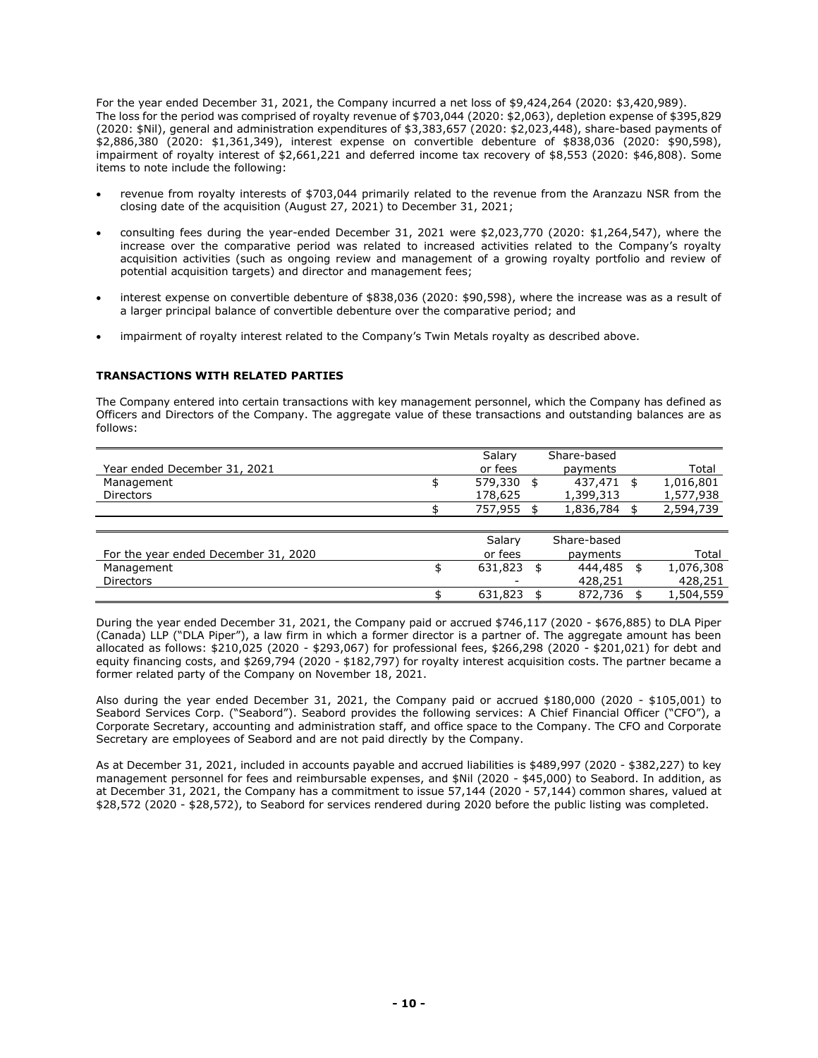For the year ended December 31, 2021, the Company incurred a net loss of $9,424,264 (2020: $3,420,989). The loss for the period was comprised of royalty revenue of $703,044 (2020: $2,063), depletion expense of $395,829 (2020: $Nil), general and administration expenditures of $3,383,657 (2020: $2,023,448), share-based payments of $2,886,380 (2020: $1,361,349), interest expense on convertible debenture of $838,036 (2020: $90,598), impairment of royalty interest of $2,661,221 and deferred income tax recovery of $8,553 (2020: $46,808). Some items to note include the following:

- revenue from royalty interests of $703,044 primarily related to the revenue from the Aranzazu NSR from the closing date of the acquisition (August 27, 2021) to December 31, 2021;
- consulting fees during the year-ended December 31, 2021 were $2,023,770 (2020: $1,264,547), where the increase over the comparative period was related to increased activities related to the Company's royalty acquisition activities (such as ongoing review and management of a growing royalty portfolio and review of potential acquisition targets) and director and management fees;
- interest expense on convertible debenture of $838,036 (2020: $90,598), where the increase was as a result of a larger principal balance of convertible debenture over the comparative period; and
- impairment of royalty interest related to the Company's Twin Metals royalty as described above.

## TRANSACTIONS WITH RELATED PARTIES

The Company entered into certain transactions with key management personnel, which the Company has defined as Officers and Directors of the Company. The aggregate value of these transactions and outstanding balances are as follows:

| Year ended December 31, 2021 | Salary or fees | Share-based payments | Total |
|---|---|---|---|
| Management | $ 579,330 | $ 437,471 | $ 1,016,801 |
| Directors | 178,625 | 1,399,313 | 1,577,938 |
| | $ 757,955 | $ 1,836,784 | $ 2,594,739 |

| For the year ended December 31, 2020 | Salary or fees | Share-based payments | Total |
|---|---|---|---|
| Management | $ 631,823 | $ 444,485 | $ 1,076,308 |
| Directors | - | 428,251 | 428,251 |
| | $ 631,823 | $ 872,736 | $ 1,504,559 |

During the year ended December 31, 2021, the Company paid or accrued $746,117 (2020 - $676,885) to DLA Piper (Canada) LLP ("DLA Piper"), a law firm in which a former director is a partner of. The aggregate amount has been allocated as follows: $210,025 (2020 - $293,067) for professional fees, $266,298 (2020 - $201,021) for debt and equity financing costs, and $269,794 (2020 - $182,797) for royalty interest acquisition costs. The partner became a former related party of the Company on November 18, 2021.

Also during the year ended December 31, 2021, the Company paid or accrued $180,000 (2020 - $105,001) to Seabord Services Corp. ("Seabord"). Seabord provides the following services: A Chief Financial Officer ("CFO"), a Corporate Secretary, accounting and administration staff, and office space to the Company. The CFO and Corporate Secretary are employees of Seabord and are not paid directly by the Company.

As at December 31, 2021, included in accounts payable and accrued liabilities is $489,997 (2020 - $382,227) to key management personnel for fees and reimbursable expenses, and $Nil (2020 - $45,000) to Seabord. In addition, as at December 31, 2021, the Company has a commitment to issue 57,144 (2020 - 57,144) common shares, valued at $28,572 (2020 - $28,572), to Seabord for services rendered during 2020 before the public listing was completed.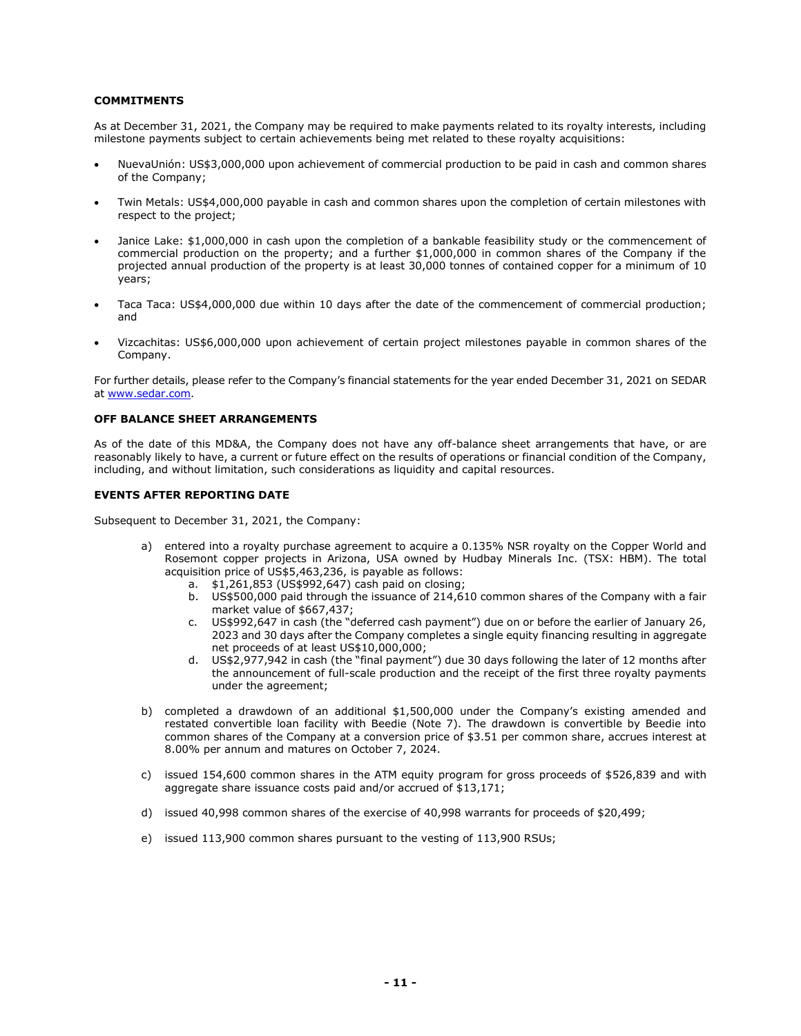**COMMITMENTS**

As at December 31, 2021, the Company may be required to make payments related to its royalty interests, including milestone payments subject to certain achievements being met related to these royalty acquisitions:

- NuevaUnión: US$3,000,000 upon achievement of commercial production to be paid in cash and common shares of the Company;
- Twin Metals: US$4,000,000 payable in cash and common shares upon the completion of certain milestones with respect to the project;
- Janice Lake: $1,000,000 in cash upon the completion of a bankable feasibility study or the commencement of commercial production on the property; and a further $1,000,000 in common shares of the Company if the projected annual production of the property is at least 30,000 tonnes of contained copper for a minimum of 10 years;
- Taca Taca: US$4,000,000 due within 10 days after the date of the commencement of commercial production; and
- Vizcachitas: US$6,000,000 upon achievement of certain project milestones payable in common shares of the Company.

For further details, please refer to the Company's financial statements for the year ended December 31, 2021 on SEDAR at www.sedar.com.

**OFF BALANCE SHEET ARRANGEMENTS**

As of the date of this MD&A, the Company does not have any off-balance sheet arrangements that have, or are reasonably likely to have, a current or future effect on the results of operations or financial condition of the Company, including, and without limitation, such considerations as liquidity and capital resources.

**EVENTS AFTER REPORTING DATE**

Subsequent to December 31, 2021, the Company:

a) entered into a royalty purchase agreement to acquire a 0.135% NSR royalty on the Copper World and Rosemont copper projects in Arizona, USA owned by Hudbay Minerals Inc. (TSX: HBM). The total acquisition price of US$5,463,236, is payable as follows:
    a. $1,261,853 (US$992,647) cash paid on closing;
    b. US$500,000 paid through the issuance of 214,610 common shares of the Company with a fair market value of $667,437;
    c. US$992,647 in cash (the "deferred cash payment") due on or before the earlier of January 26, 2023 and 30 days after the Company completes a single equity financing resulting in aggregate net proceeds of at least US$10,000,000;
    d. US$2,977,942 in cash (the "final payment") due 30 days following the later of 12 months after the announcement of full-scale production and the receipt of the first three royalty payments under the agreement;

b) completed a drawdown of an additional $1,500,000 under the Company's existing amended and restated convertible loan facility with Beedie (Note 7). The drawdown is convertible by Beedie into common shares of the Company at a conversion price of $3.51 per common share, accrues interest at 8.00% per annum and matures on October 7, 2024.

c) issued 154,600 common shares in the ATM equity program for gross proceeds of $526,839 and with aggregate share issuance costs paid and/or accrued of $13,171;

d) issued 40,998 common shares of the exercise of 40,998 warrants for proceeds of $20,499;

e) issued 113,900 common shares pursuant to the vesting of 113,900 RSUs;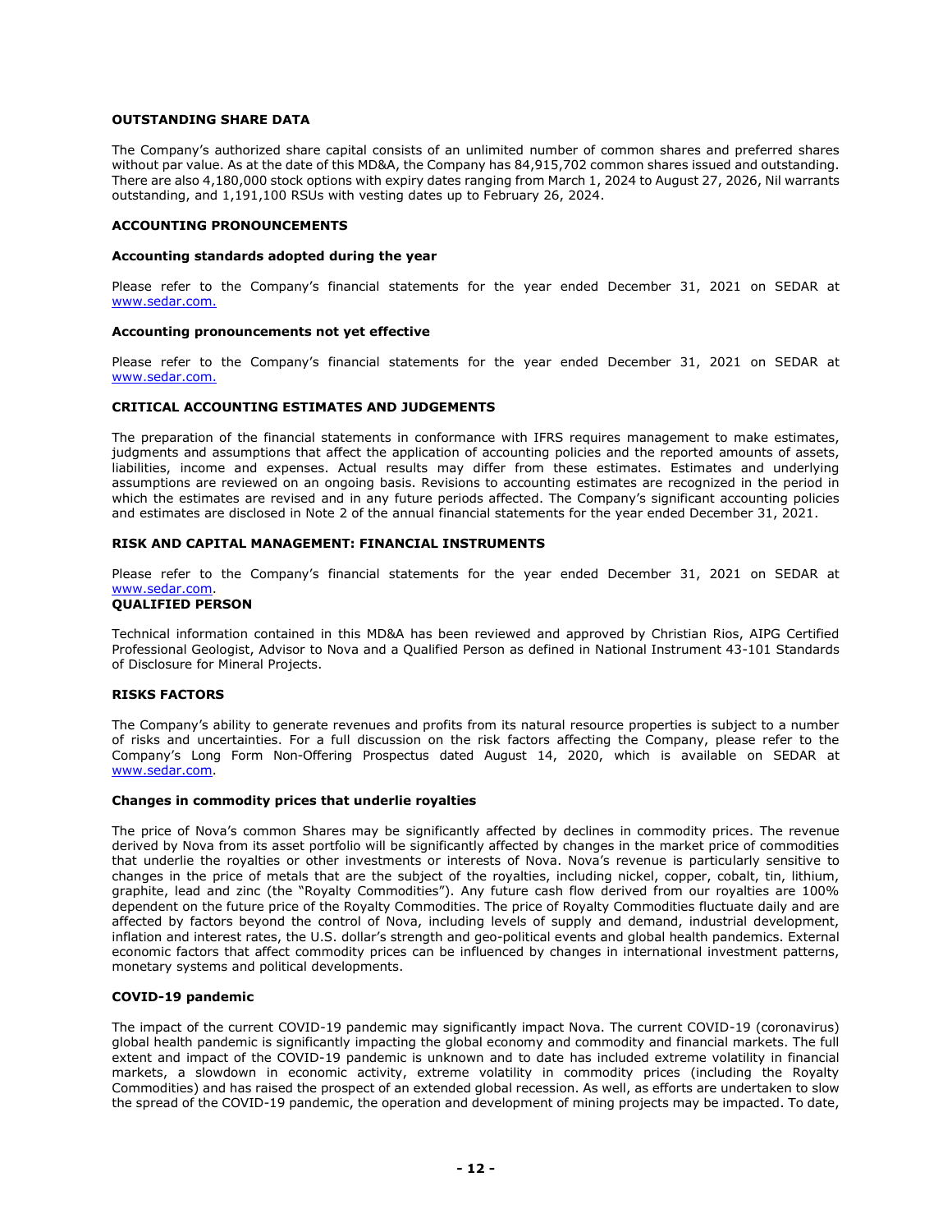## OUTSTANDING SHARE DATA

The Company's authorized share capital consists of an unlimited number of common shares and preferred shares without par value. As at the date of this MD&A, the Company has 84,915,702 common shares issued and outstanding. There are also 4,180,000 stock options with expiry dates ranging from March 1, 2024 to August 27, 2026, Nil warrants outstanding, and 1,191,100 RSUs with vesting dates up to February 26, 2024.

## ACCOUNTING PRONOUNCEMENTS

### Accounting standards adopted during the year

Please refer to the Company's financial statements for the year ended December 31, 2021 on SEDAR at www.sedar.com.

### Accounting pronouncements not yet effective

Please refer to the Company's financial statements for the year ended December 31, 2021 on SEDAR at www.sedar.com.

## CRITICAL ACCOUNTING ESTIMATES AND JUDGEMENTS

The preparation of the financial statements in conformance with IFRS requires management to make estimates, judgments and assumptions that affect the application of accounting policies and the reported amounts of assets, liabilities, income and expenses. Actual results may differ from these estimates. Estimates and underlying assumptions are reviewed on an ongoing basis. Revisions to accounting estimates are recognized in the period in which the estimates are revised and in any future periods affected. The Company's significant accounting policies and estimates are disclosed in Note 2 of the annual financial statements for the year ended December 31, 2021.

## RISK AND CAPITAL MANAGEMENT: FINANCIAL INSTRUMENTS

Please refer to the Company's financial statements for the year ended December 31, 2021 on SEDAR at www.sedar.com.

## QUALIFIED PERSON

Technical information contained in this MD&A has been reviewed and approved by Christian Rios, AIPG Certified Professional Geologist, Advisor to Nova and a Qualified Person as defined in National Instrument 43-101 Standards of Disclosure for Mineral Projects.

## RISKS FACTORS

The Company's ability to generate revenues and profits from its natural resource properties is subject to a number of risks and uncertainties. For a full discussion on the risk factors affecting the Company, please refer to the Company's Long Form Non-Offering Prospectus dated August 14, 2020, which is available on SEDAR at www.sedar.com.

### Changes in commodity prices that underlie royalties

The price of Nova's common Shares may be significantly affected by declines in commodity prices. The revenue derived by Nova from its asset portfolio will be significantly affected by changes in the market price of commodities that underlie the royalties or other investments or interests of Nova. Nova's revenue is particularly sensitive to changes in the price of metals that are the subject of the royalties, including nickel, copper, cobalt, tin, lithium, graphite, lead and zinc (the "Royalty Commodities"). Any future cash flow derived from our royalties are 100% dependent on the future price of the Royalty Commodities. The price of Royalty Commodities fluctuate daily and are affected by factors beyond the control of Nova, including levels of supply and demand, industrial development, inflation and interest rates, the U.S. dollar's strength and geo-political events and global health pandemics. External economic factors that affect commodity prices can be influenced by changes in international investment patterns, monetary systems and political developments.

### COVID-19 pandemic

The impact of the current COVID-19 pandemic may significantly impact Nova. The current COVID-19 (coronavirus) global health pandemic is significantly impacting the global economy and commodity and financial markets. The full extent and impact of the COVID-19 pandemic is unknown and to date has included extreme volatility in financial markets, a slowdown in economic activity, extreme volatility in commodity prices (including the Royalty Commodities) and has raised the prospect of an extended global recession. As well, as efforts are undertaken to slow the spread of the COVID-19 pandemic, the operation and development of mining projects may be impacted. To date,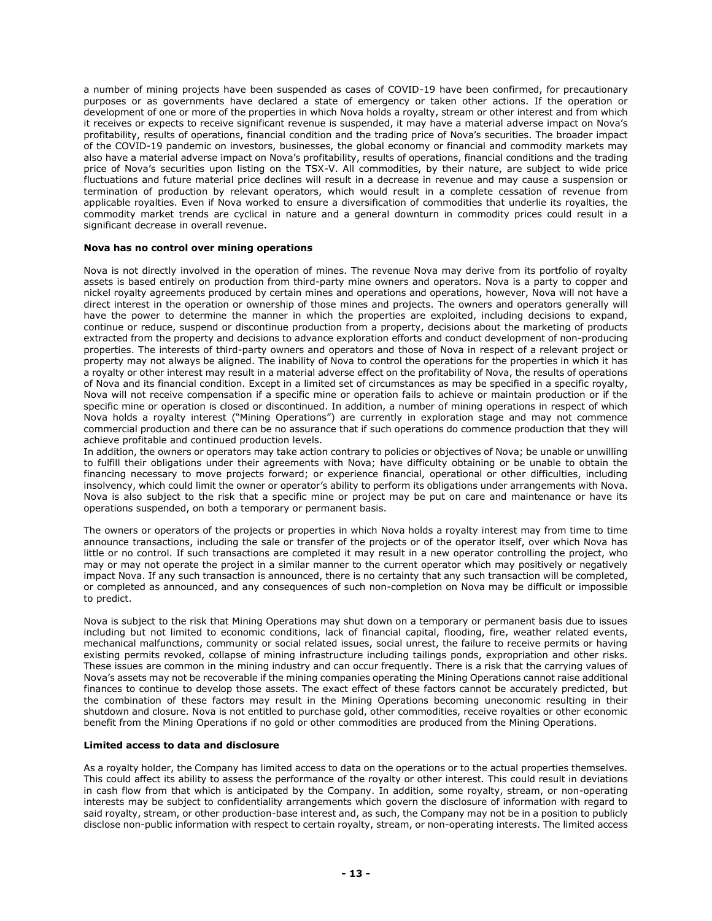a number of mining projects have been suspended as cases of COVID-19 have been confirmed, for precautionary purposes or as governments have declared a state of emergency or taken other actions. If the operation or development of one or more of the properties in which Nova holds a royalty, stream or other interest and from which it receives or expects to receive significant revenue is suspended, it may have a material adverse impact on Nova's profitability, results of operations, financial condition and the trading price of Nova's securities. The broader impact of the COVID-19 pandemic on investors, businesses, the global economy or financial and commodity markets may also have a material adverse impact on Nova's profitability, results of operations, financial conditions and the trading price of Nova's securities upon listing on the TSX-V. All commodities, by their nature, are subject to wide price fluctuations and future material price declines will result in a decrease in revenue and may cause a suspension or termination of production by relevant operators, which would result in a complete cessation of revenue from applicable royalties. Even if Nova worked to ensure a diversification of commodities that underlie its royalties, the commodity market trends are cyclical in nature and a general downturn in commodity prices could result in a significant decrease in overall revenue.

**Nova has no control over mining operations**

Nova is not directly involved in the operation of mines. The revenue Nova may derive from its portfolio of royalty assets is based entirely on production from third-party mine owners and operators. Nova is a party to copper and nickel royalty agreements produced by certain mines and operations and operations, however, Nova will not have a direct interest in the operation or ownership of those mines and projects. The owners and operators generally will have the power to determine the manner in which the properties are exploited, including decisions to expand, continue or reduce, suspend or discontinue production from a property, decisions about the marketing of products extracted from the property and decisions to advance exploration efforts and conduct development of non-producing properties. The interests of third-party owners and operators and those of Nova in respect of a relevant project or property may not always be aligned. The inability of Nova to control the operations for the properties in which it has a royalty or other interest may result in a material adverse effect on the profitability of Nova, the results of operations of Nova and its financial condition. Except in a limited set of circumstances as may be specified in a specific royalty, Nova will not receive compensation if a specific mine or operation fails to achieve or maintain production or if the specific mine or operation is closed or discontinued. In addition, a number of mining operations in respect of which Nova holds a royalty interest ("Mining Operations") are currently in exploration stage and may not commence commercial production and there can be no assurance that if such operations do commence production that they will achieve profitable and continued production levels.
In addition, the owners or operators may take action contrary to policies or objectives of Nova; be unable or unwilling to fulfill their obligations under their agreements with Nova; have difficulty obtaining or be unable to obtain the financing necessary to move projects forward; or experience financial, operational or other difficulties, including insolvency, which could limit the owner or operator's ability to perform its obligations under arrangements with Nova. Nova is also subject to the risk that a specific mine or project may be put on care and maintenance or have its operations suspended, on both a temporary or permanent basis.

The owners or operators of the projects or properties in which Nova holds a royalty interest may from time to time announce transactions, including the sale or transfer of the projects or of the operator itself, over which Nova has little or no control. If such transactions are completed it may result in a new operator controlling the project, who may or may not operate the project in a similar manner to the current operator which may positively or negatively impact Nova. If any such transaction is announced, there is no certainty that any such transaction will be completed, or completed as announced, and any consequences of such non-completion on Nova may be difficult or impossible to predict.

Nova is subject to the risk that Mining Operations may shut down on a temporary or permanent basis due to issues including but not limited to economic conditions, lack of financial capital, flooding, fire, weather related events, mechanical malfunctions, community or social related issues, social unrest, the failure to receive permits or having existing permits revoked, collapse of mining infrastructure including tailings ponds, expropriation and other risks. These issues are common in the mining industry and can occur frequently. There is a risk that the carrying values of Nova's assets may not be recoverable if the mining companies operating the Mining Operations cannot raise additional finances to continue to develop those assets. The exact effect of these factors cannot be accurately predicted, but the combination of these factors may result in the Mining Operations becoming uneconomic resulting in their shutdown and closure. Nova is not entitled to purchase gold, other commodities, receive royalties or other economic benefit from the Mining Operations if no gold or other commodities are produced from the Mining Operations.

**Limited access to data and disclosure**

As a royalty holder, the Company has limited access to data on the operations or to the actual properties themselves. This could affect its ability to assess the performance of the royalty or other interest. This could result in deviations in cash flow from that which is anticipated by the Company. In addition, some royalty, stream, or non-operating interests may be subject to confidentiality arrangements which govern the disclosure of information with regard to said royalty, stream, or other production-base interest and, as such, the Company may not be in a position to publicly disclose non-public information with respect to certain royalty, stream, or non-operating interests. The limited access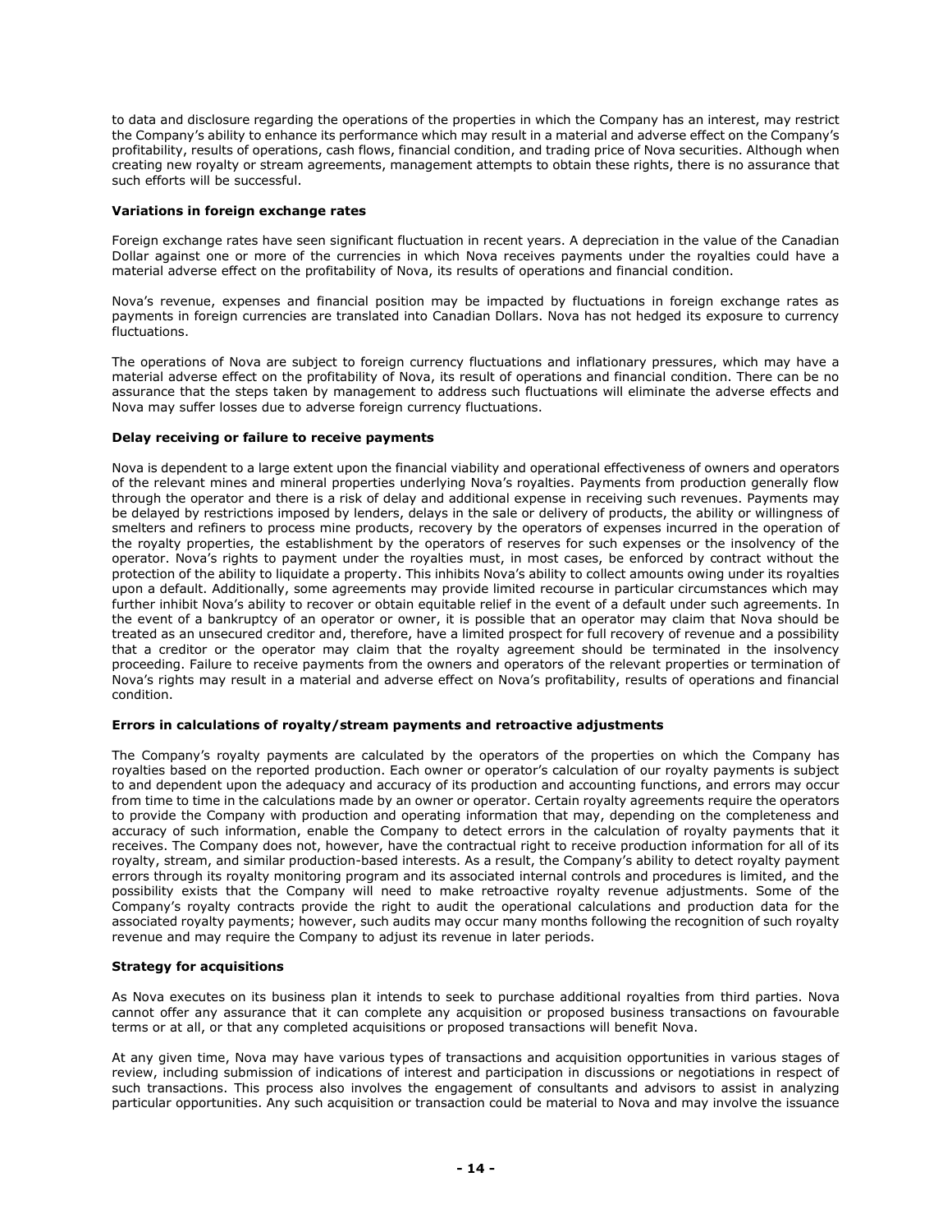to data and disclosure regarding the operations of the properties in which the Company has an interest, may restrict the Company's ability to enhance its performance which may result in a material and adverse effect on the Company's profitability, results of operations, cash flows, financial condition, and trading price of Nova securities. Although when creating new royalty or stream agreements, management attempts to obtain these rights, there is no assurance that such efforts will be successful.

**Variations in foreign exchange rates**

Foreign exchange rates have seen significant fluctuation in recent years. A depreciation in the value of the Canadian Dollar against one or more of the currencies in which Nova receives payments under the royalties could have a material adverse effect on the profitability of Nova, its results of operations and financial condition.

Nova's revenue, expenses and financial position may be impacted by fluctuations in foreign exchange rates as payments in foreign currencies are translated into Canadian Dollars. Nova has not hedged its exposure to currency fluctuations.

The operations of Nova are subject to foreign currency fluctuations and inflationary pressures, which may have a material adverse effect on the profitability of Nova, its result of operations and financial condition. There can be no assurance that the steps taken by management to address such fluctuations will eliminate the adverse effects and Nova may suffer losses due to adverse foreign currency fluctuations.

**Delay receiving or failure to receive payments**

Nova is dependent to a large extent upon the financial viability and operational effectiveness of owners and operators of the relevant mines and mineral properties underlying Nova's royalties. Payments from production generally flow through the operator and there is a risk of delay and additional expense in receiving such revenues. Payments may be delayed by restrictions imposed by lenders, delays in the sale or delivery of products, the ability or willingness of smelters and refiners to process mine products, recovery by the operators of expenses incurred in the operation of the royalty properties, the establishment by the operators of reserves for such expenses or the insolvency of the operator. Nova's rights to payment under the royalties must, in most cases, be enforced by contract without the protection of the ability to liquidate a property. This inhibits Nova's ability to collect amounts owing under its royalties upon a default. Additionally, some agreements may provide limited recourse in particular circumstances which may further inhibit Nova's ability to recover or obtain equitable relief in the event of a default under such agreements. In the event of a bankruptcy of an operator or owner, it is possible that an operator may claim that Nova should be treated as an unsecured creditor and, therefore, have a limited prospect for full recovery of revenue and a possibility that a creditor or the operator may claim that the royalty agreement should be terminated in the insolvency proceeding. Failure to receive payments from the owners and operators of the relevant properties or termination of Nova's rights may result in a material and adverse effect on Nova's profitability, results of operations and financial condition.

**Errors in calculations of royalty/stream payments and retroactive adjustments**

The Company's royalty payments are calculated by the operators of the properties on which the Company has royalties based on the reported production. Each owner or operator's calculation of our royalty payments is subject to and dependent upon the adequacy and accuracy of its production and accounting functions, and errors may occur from time to time in the calculations made by an owner or operator. Certain royalty agreements require the operators to provide the Company with production and operating information that may, depending on the completeness and accuracy of such information, enable the Company to detect errors in the calculation of royalty payments that it receives. The Company does not, however, have the contractual right to receive production information for all of its royalty, stream, and similar production-based interests. As a result, the Company's ability to detect royalty payment errors through its royalty monitoring program and its associated internal controls and procedures is limited, and the possibility exists that the Company will need to make retroactive royalty revenue adjustments. Some of the Company's royalty contracts provide the right to audit the operational calculations and production data for the associated royalty payments; however, such audits may occur many months following the recognition of such royalty revenue and may require the Company to adjust its revenue in later periods.

**Strategy for acquisitions**

As Nova executes on its business plan it intends to seek to purchase additional royalties from third parties. Nova cannot offer any assurance that it can complete any acquisition or proposed business transactions on favourable terms or at all, or that any completed acquisitions or proposed transactions will benefit Nova.

At any given time, Nova may have various types of transactions and acquisition opportunities in various stages of review, including submission of indications of interest and participation in discussions or negotiations in respect of such transactions. This process also involves the engagement of consultants and advisors to assist in analyzing particular opportunities. Any such acquisition or transaction could be material to Nova and may involve the issuance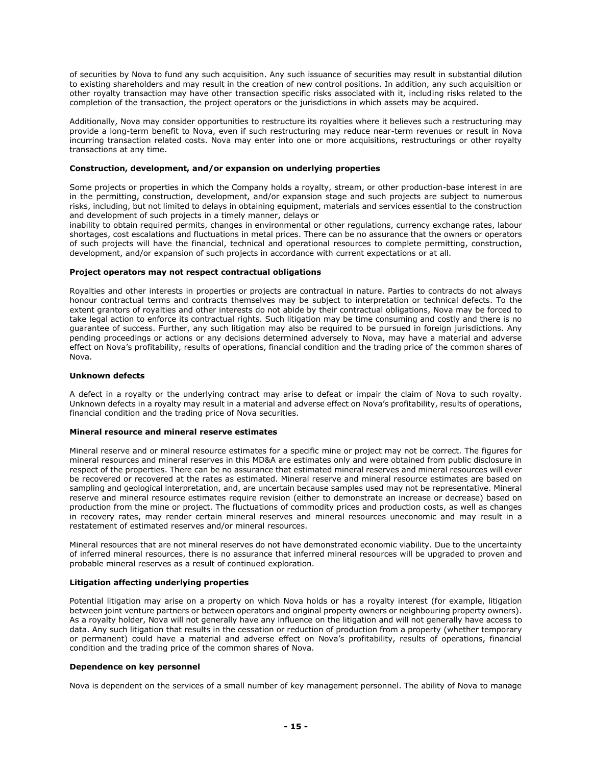of securities by Nova to fund any such acquisition. Any such issuance of securities may result in substantial dilution to existing shareholders and may result in the creation of new control positions. In addition, any such acquisition or other royalty transaction may have other transaction specific risks associated with it, including risks related to the completion of the transaction, the project operators or the jurisdictions in which assets may be acquired.

Additionally, Nova may consider opportunities to restructure its royalties where it believes such a restructuring may provide a long-term benefit to Nova, even if such restructuring may reduce near-term revenues or result in Nova incurring transaction related costs. Nova may enter into one or more acquisitions, restructurings or other royalty transactions at any time.

**Construction, development, and/or expansion on underlying properties**

Some projects or properties in which the Company holds a royalty, stream, or other production-base interest in are in the permitting, construction, development, and/or expansion stage and such projects are subject to numerous risks, including, but not limited to delays in obtaining equipment, materials and services essential to the construction and development of such projects in a timely manner, delays or inability to obtain required permits, changes in environmental or other regulations, currency exchange rates, labour shortages, cost escalations and fluctuations in metal prices. There can be no assurance that the owners or operators of such projects will have the financial, technical and operational resources to complete permitting, construction, development, and/or expansion of such projects in accordance with current expectations or at all.

**Project operators may not respect contractual obligations**

Royalties and other interests in properties or projects are contractual in nature. Parties to contracts do not always honour contractual terms and contracts themselves may be subject to interpretation or technical defects. To the extent grantors of royalties and other interests do not abide by their contractual obligations, Nova may be forced to take legal action to enforce its contractual rights. Such litigation may be time consuming and costly and there is no guarantee of success. Further, any such litigation may also be required to be pursued in foreign jurisdictions. Any pending proceedings or actions or any decisions determined adversely to Nova, may have a material and adverse effect on Nova's profitability, results of operations, financial condition and the trading price of the common shares of Nova.

**Unknown defects**

A defect in a royalty or the underlying contract may arise to defeat or impair the claim of Nova to such royalty. Unknown defects in a royalty may result in a material and adverse effect on Nova's profitability, results of operations, financial condition and the trading price of Nova securities.

**Mineral resource and mineral reserve estimates**

Mineral reserve and or mineral resource estimates for a specific mine or project may not be correct. The figures for mineral resources and mineral reserves in this MD&A are estimates only and were obtained from public disclosure in respect of the properties. There can be no assurance that estimated mineral reserves and mineral resources will ever be recovered or recovered at the rates as estimated. Mineral reserve and mineral resource estimates are based on sampling and geological interpretation, and, are uncertain because samples used may not be representative. Mineral reserve and mineral resource estimates require revision (either to demonstrate an increase or decrease) based on production from the mine or project. The fluctuations of commodity prices and production costs, as well as changes in recovery rates, may render certain mineral reserves and mineral resources uneconomic and may result in a restatement of estimated reserves and/or mineral resources.

Mineral resources that are not mineral reserves do not have demonstrated economic viability. Due to the uncertainty of inferred mineral resources, there is no assurance that inferred mineral resources will be upgraded to proven and probable mineral reserves as a result of continued exploration.

**Litigation affecting underlying properties**

Potential litigation may arise on a property on which Nova holds or has a royalty interest (for example, litigation between joint venture partners or between operators and original property owners or neighbouring property owners). As a royalty holder, Nova will not generally have any influence on the litigation and will not generally have access to data. Any such litigation that results in the cessation or reduction of production from a property (whether temporary or permanent) could have a material and adverse effect on Nova's profitability, results of operations, financial condition and the trading price of the common shares of Nova.

**Dependence on key personnel**

Nova is dependent on the services of a small number of key management personnel. The ability of Nova to manage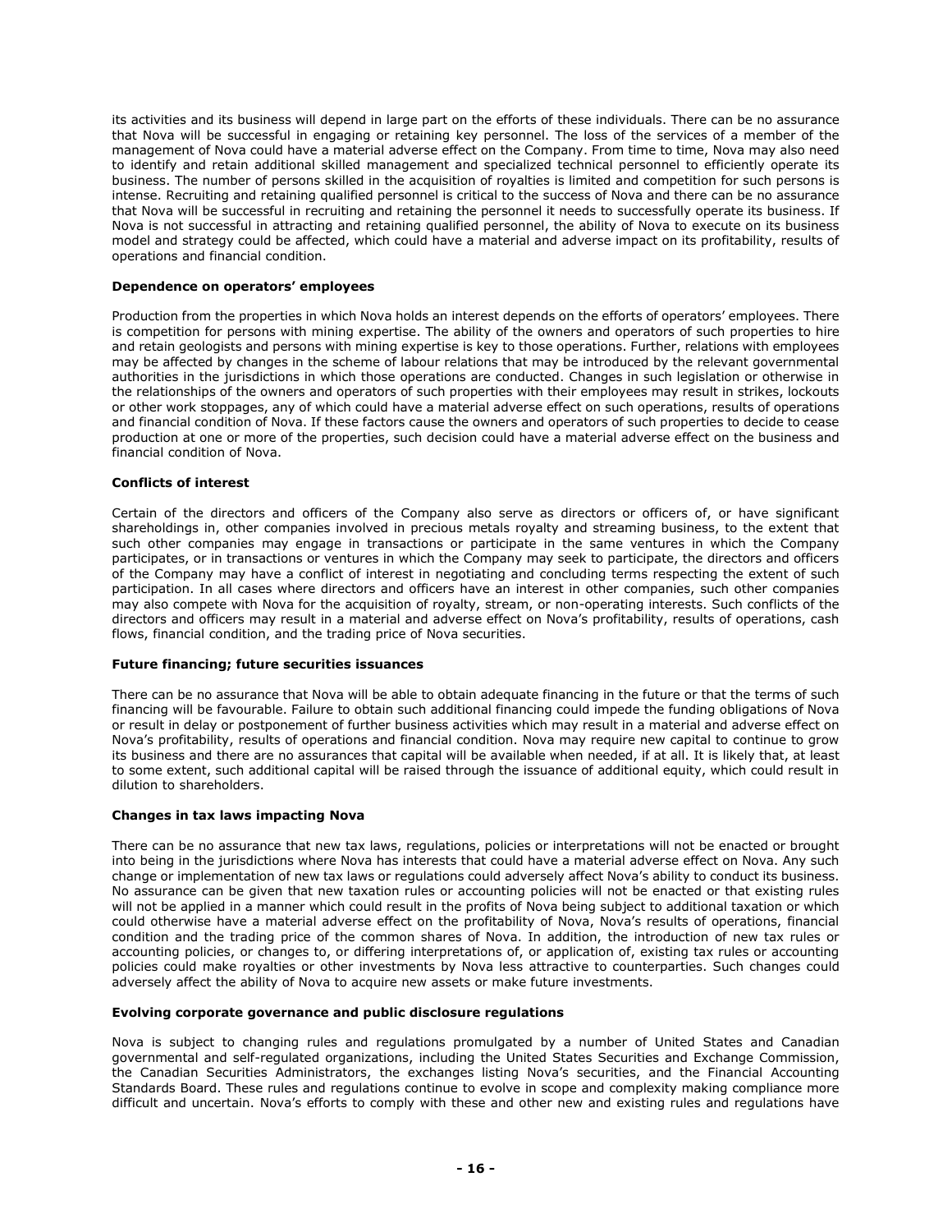its activities and its business will depend in large part on the efforts of these individuals. There can be no assurance that Nova will be successful in engaging or retaining key personnel. The loss of the services of a member of the management of Nova could have a material adverse effect on the Company. From time to time, Nova may also need to identify and retain additional skilled management and specialized technical personnel to efficiently operate its business. The number of persons skilled in the acquisition of royalties is limited and competition for such persons is intense. Recruiting and retaining qualified personnel is critical to the success of Nova and there can be no assurance that Nova will be successful in recruiting and retaining the personnel it needs to successfully operate its business. If Nova is not successful in attracting and retaining qualified personnel, the ability of Nova to execute on its business model and strategy could be affected, which could have a material and adverse impact on its profitability, results of operations and financial condition.

**Dependence on operators' employees**

Production from the properties in which Nova holds an interest depends on the efforts of operators' employees. There is competition for persons with mining expertise. The ability of the owners and operators of such properties to hire and retain geologists and persons with mining expertise is key to those operations. Further, relations with employees may be affected by changes in the scheme of labour relations that may be introduced by the relevant governmental authorities in the jurisdictions in which those operations are conducted. Changes in such legislation or otherwise in the relationships of the owners and operators of such properties with their employees may result in strikes, lockouts or other work stoppages, any of which could have a material adverse effect on such operations, results of operations and financial condition of Nova. If these factors cause the owners and operators of such properties to decide to cease production at one or more of the properties, such decision could have a material adverse effect on the business and financial condition of Nova.

**Conflicts of interest**

Certain of the directors and officers of the Company also serve as directors or officers of, or have significant shareholdings in, other companies involved in precious metals royalty and streaming business, to the extent that such other companies may engage in transactions or participate in the same ventures in which the Company participates, or in transactions or ventures in which the Company may seek to participate, the directors and officers of the Company may have a conflict of interest in negotiating and concluding terms respecting the extent of such participation. In all cases where directors and officers have an interest in other companies, such other companies may also compete with Nova for the acquisition of royalty, stream, or non-operating interests. Such conflicts of the directors and officers may result in a material and adverse effect on Nova's profitability, results of operations, cash flows, financial condition, and the trading price of Nova securities.

**Future financing; future securities issuances**

There can be no assurance that Nova will be able to obtain adequate financing in the future or that the terms of such financing will be favourable. Failure to obtain such additional financing could impede the funding obligations of Nova or result in delay or postponement of further business activities which may result in a material and adverse effect on Nova's profitability, results of operations and financial condition. Nova may require new capital to continue to grow its business and there are no assurances that capital will be available when needed, if at all. It is likely that, at least to some extent, such additional capital will be raised through the issuance of additional equity, which could result in dilution to shareholders.

**Changes in tax laws impacting Nova**

There can be no assurance that new tax laws, regulations, policies or interpretations will not be enacted or brought into being in the jurisdictions where Nova has interests that could have a material adverse effect on Nova. Any such change or implementation of new tax laws or regulations could adversely affect Nova's ability to conduct its business. No assurance can be given that new taxation rules or accounting policies will not be enacted or that existing rules will not be applied in a manner which could result in the profits of Nova being subject to additional taxation or which could otherwise have a material adverse effect on the profitability of Nova, Nova's results of operations, financial condition and the trading price of the common shares of Nova. In addition, the introduction of new tax rules or accounting policies, or changes to, or differing interpretations of, or application of, existing tax rules or accounting policies could make royalties or other investments by Nova less attractive to counterparties. Such changes could adversely affect the ability of Nova to acquire new assets or make future investments.

**Evolving corporate governance and public disclosure regulations**

Nova is subject to changing rules and regulations promulgated by a number of United States and Canadian governmental and self-regulated organizations, including the United States Securities and Exchange Commission, the Canadian Securities Administrators, the exchanges listing Nova's securities, and the Financial Accounting Standards Board. These rules and regulations continue to evolve in scope and complexity making compliance more difficult and uncertain. Nova's efforts to comply with these and other new and existing rules and regulations have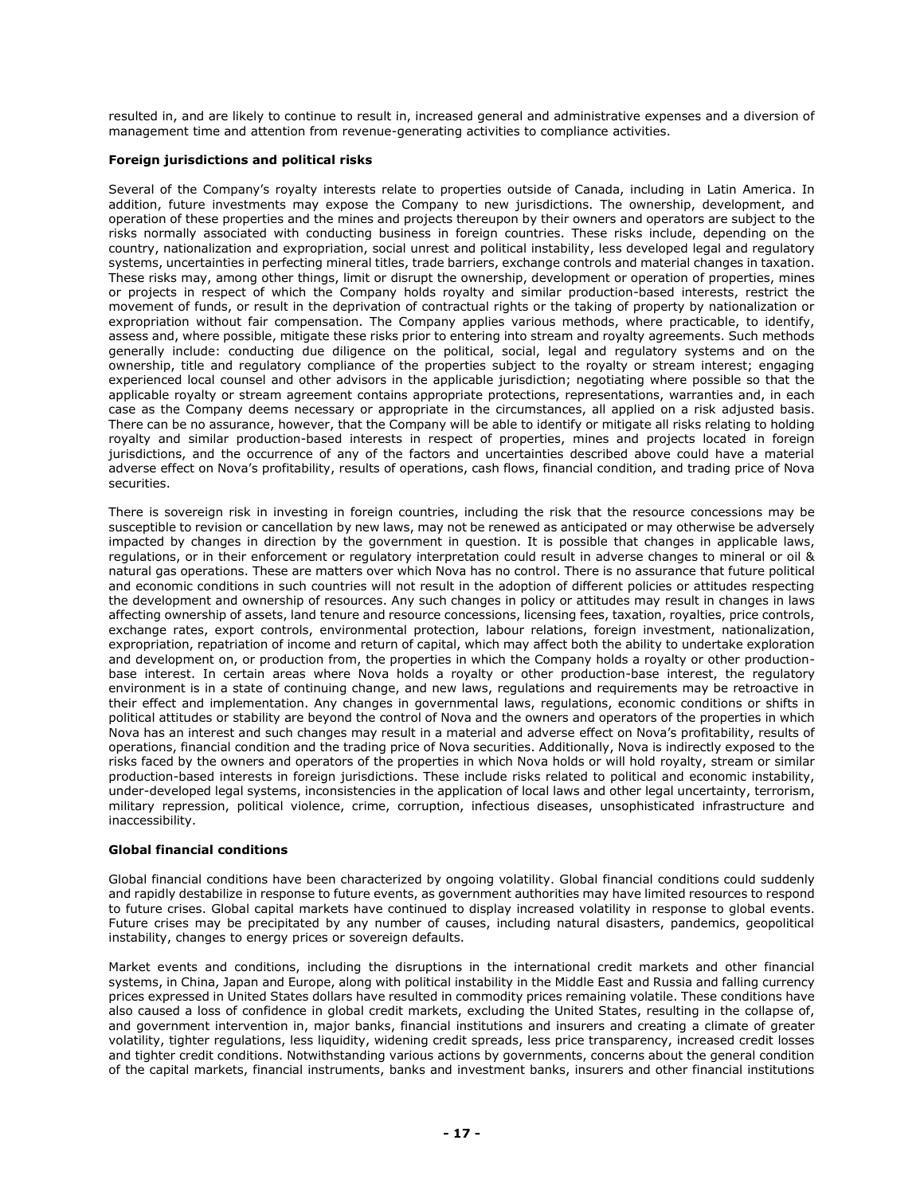resulted in, and are likely to continue to result in, increased general and administrative expenses and a diversion of management time and attention from revenue-generating activities to compliance activities.

**Foreign jurisdictions and political risks**

Several of the Company's royalty interests relate to properties outside of Canada, including in Latin America. In addition, future investments may expose the Company to new jurisdictions. The ownership, development, and operation of these properties and the mines and projects thereupon by their owners and operators are subject to the risks normally associated with conducting business in foreign countries. These risks include, depending on the country, nationalization and expropriation, social unrest and political instability, less developed legal and regulatory systems, uncertainties in perfecting mineral titles, trade barriers, exchange controls and material changes in taxation. These risks may, among other things, limit or disrupt the ownership, development or operation of properties, mines or projects in respect of which the Company holds royalty and similar production-based interests, restrict the movement of funds, or result in the deprivation of contractual rights or the taking of property by nationalization or expropriation without fair compensation. The Company applies various methods, where practicable, to identify, assess and, where possible, mitigate these risks prior to entering into stream and royalty agreements. Such methods generally include: conducting due diligence on the political, social, legal and regulatory systems and on the ownership, title and regulatory compliance of the properties subject to the royalty or stream interest; engaging experienced local counsel and other advisors in the applicable jurisdiction; negotiating where possible so that the applicable royalty or stream agreement contains appropriate protections, representations, warranties and, in each case as the Company deems necessary or appropriate in the circumstances, all applied on a risk adjusted basis. There can be no assurance, however, that the Company will be able to identify or mitigate all risks relating to holding royalty and similar production-based interests in respect of properties, mines and projects located in foreign jurisdictions, and the occurrence of any of the factors and uncertainties described above could have a material adverse effect on Nova's profitability, results of operations, cash flows, financial condition, and trading price of Nova securities.

There is sovereign risk in investing in foreign countries, including the risk that the resource concessions may be susceptible to revision or cancellation by new laws, may not be renewed as anticipated or may otherwise be adversely impacted by changes in direction by the government in question. It is possible that changes in applicable laws, regulations, or in their enforcement or regulatory interpretation could result in adverse changes to mineral or oil & natural gas operations. These are matters over which Nova has no control. There is no assurance that future political and economic conditions in such countries will not result in the adoption of different policies or attitudes respecting the development and ownership of resources. Any such changes in policy or attitudes may result in changes in laws affecting ownership of assets, land tenure and resource concessions, licensing fees, taxation, royalties, price controls, exchange rates, export controls, environmental protection, labour relations, foreign investment, nationalization, expropriation, repatriation of income and return of capital, which may affect both the ability to undertake exploration and development on, or production from, the properties in which the Company holds a royalty or other production-base interest. In certain areas where Nova holds a royalty or other production-base interest, the regulatory environment is in a state of continuing change, and new laws, regulations and requirements may be retroactive in their effect and implementation. Any changes in governmental laws, regulations, economic conditions or shifts in political attitudes or stability are beyond the control of Nova and the owners and operators of the properties in which Nova has an interest and such changes may result in a material and adverse effect on Nova's profitability, results of operations, financial condition and the trading price of Nova securities. Additionally, Nova is indirectly exposed to the risks faced by the owners and operators of the properties in which Nova holds or will hold royalty, stream or similar production-based interests in foreign jurisdictions. These include risks related to political and economic instability, under-developed legal systems, inconsistencies in the application of local laws and other legal uncertainty, terrorism, military repression, political violence, crime, corruption, infectious diseases, unsophisticated infrastructure and inaccessibility.

**Global financial conditions**

Global financial conditions have been characterized by ongoing volatility. Global financial conditions could suddenly and rapidly destabilize in response to future events, as government authorities may have limited resources to respond to future crises. Global capital markets have continued to display increased volatility in response to global events. Future crises may be precipitated by any number of causes, including natural disasters, pandemics, geopolitical instability, changes to energy prices or sovereign defaults.

Market events and conditions, including the disruptions in the international credit markets and other financial systems, in China, Japan and Europe, along with political instability in the Middle East and Russia and falling currency prices expressed in United States dollars have resulted in commodity prices remaining volatile. These conditions have also caused a loss of confidence in global credit markets, excluding the United States, resulting in the collapse of, and government intervention in, major banks, financial institutions and insurers and creating a climate of greater volatility, tighter regulations, less liquidity, widening credit spreads, less price transparency, increased credit losses and tighter credit conditions. Notwithstanding various actions by governments, concerns about the general condition of the capital markets, financial instruments, banks and investment banks, insurers and other financial institutions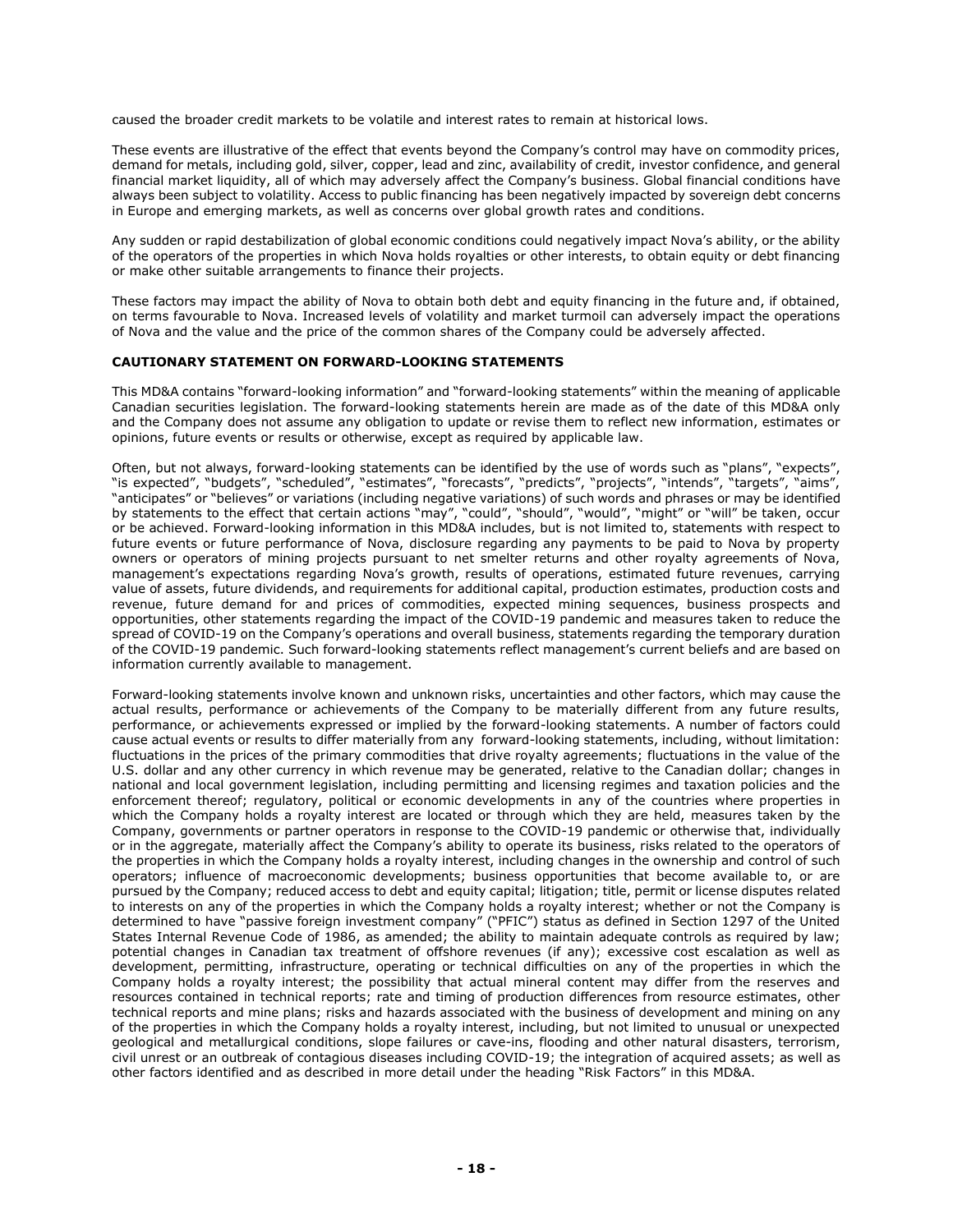caused the broader credit markets to be volatile and interest rates to remain at historical lows.

These events are illustrative of the effect that events beyond the Company's control may have on commodity prices, demand for metals, including gold, silver, copper, lead and zinc, availability of credit, investor confidence, and general financial market liquidity, all of which may adversely affect the Company's business. Global financial conditions have always been subject to volatility. Access to public financing has been negatively impacted by sovereign debt concerns in Europe and emerging markets, as well as concerns over global growth rates and conditions.

Any sudden or rapid destabilization of global economic conditions could negatively impact Nova's ability, or the ability of the operators of the properties in which Nova holds royalties or other interests, to obtain equity or debt financing or make other suitable arrangements to finance their projects.

These factors may impact the ability of Nova to obtain both debt and equity financing in the future and, if obtained, on terms favourable to Nova. Increased levels of volatility and market turmoil can adversely impact the operations of Nova and the value and the price of the common shares of the Company could be adversely affected.

**CAUTIONARY STATEMENT ON FORWARD-LOOKING STATEMENTS**

This MD&A contains "forward-looking information" and "forward-looking statements" within the meaning of applicable Canadian securities legislation. The forward-looking statements herein are made as of the date of this MD&A only and the Company does not assume any obligation to update or revise them to reflect new information, estimates or opinions, future events or results or otherwise, except as required by applicable law.

Often, but not always, forward-looking statements can be identified by the use of words such as "plans", "expects", "is expected", "budgets", "scheduled", "estimates", "forecasts", "predicts", "projects", "intends", "targets", "aims", "anticipates" or "believes" or variations (including negative variations) of such words and phrases or may be identified by statements to the effect that certain actions "may", "could", "should", "would", "might" or "will" be taken, occur or be achieved. Forward-looking information in this MD&A includes, but is not limited to, statements with respect to future events or future performance of Nova, disclosure regarding any payments to be paid to Nova by property owners or operators of mining projects pursuant to net smelter returns and other royalty agreements of Nova, management's expectations regarding Nova's growth, results of operations, estimated future revenues, carrying value of assets, future dividends, and requirements for additional capital, production estimates, production costs and revenue, future demand for and prices of commodities, expected mining sequences, business prospects and opportunities, other statements regarding the impact of the COVID-19 pandemic and measures taken to reduce the spread of COVID-19 on the Company's operations and overall business, statements regarding the temporary duration of the COVID-19 pandemic. Such forward-looking statements reflect management's current beliefs and are based on information currently available to management.

Forward-looking statements involve known and unknown risks, uncertainties and other factors, which may cause the actual results, performance or achievements of the Company to be materially different from any future results, performance, or achievements expressed or implied by the forward-looking statements. A number of factors could cause actual events or results to differ materially from any forward-looking statements, including, without limitation: fluctuations in the prices of the primary commodities that drive royalty agreements; fluctuations in the value of the U.S. dollar and any other currency in which revenue may be generated, relative to the Canadian dollar; changes in national and local government legislation, including permitting and licensing regimes and taxation policies and the enforcement thereof; regulatory, political or economic developments in any of the countries where properties in which the Company holds a royalty interest are located or through which they are held, measures taken by the Company, governments or partner operators in response to the COVID-19 pandemic or otherwise that, individually or in the aggregate, materially affect the Company's ability to operate its business, risks related to the operators of the properties in which the Company holds a royalty interest, including changes in the ownership and control of such operators; influence of macroeconomic developments; business opportunities that become available to, or are pursued by the Company; reduced access to debt and equity capital; litigation; title, permit or license disputes related to interests on any of the properties in which the Company holds a royalty interest; whether or not the Company is determined to have "passive foreign investment company" ("PFIC") status as defined in Section 1297 of the United States Internal Revenue Code of 1986, as amended; the ability to maintain adequate controls as required by law; potential changes in Canadian tax treatment of offshore revenues (if any); excessive cost escalation as well as development, permitting, infrastructure, operating or technical difficulties on any of the properties in which the Company holds a royalty interest; the possibility that actual mineral content may differ from the reserves and resources contained in technical reports; rate and timing of production differences from resource estimates, other technical reports and mine plans; risks and hazards associated with the business of development and mining on any of the properties in which the Company holds a royalty interest, including, but not limited to unusual or unexpected geological and metallurgical conditions, slope failures or cave-ins, flooding and other natural disasters, terrorism, civil unrest or an outbreak of contagious diseases including COVID-19; the integration of acquired assets; as well as other factors identified and as described in more detail under the heading "Risk Factors" in this MD&A.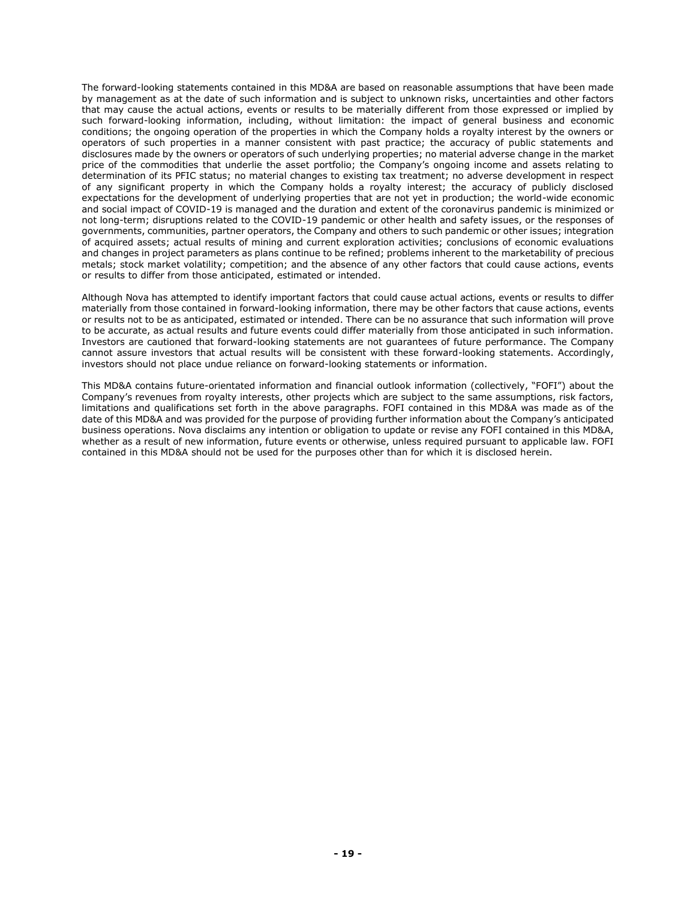The forward-looking statements contained in this MD&A are based on reasonable assumptions that have been made by management as at the date of such information and is subject to unknown risks, uncertainties and other factors that may cause the actual actions, events or results to be materially different from those expressed or implied by such forward-looking information, including, without limitation: the impact of general business and economic conditions; the ongoing operation of the properties in which the Company holds a royalty interest by the owners or operators of such properties in a manner consistent with past practice; the accuracy of public statements and disclosures made by the owners or operators of such underlying properties; no material adverse change in the market price of the commodities that underlie the asset portfolio; the Company's ongoing income and assets relating to determination of its PFIC status; no material changes to existing tax treatment; no adverse development in respect of any significant property in which the Company holds a royalty interest; the accuracy of publicly disclosed expectations for the development of underlying properties that are not yet in production; the world-wide economic and social impact of COVID-19 is managed and the duration and extent of the coronavirus pandemic is minimized or not long-term; disruptions related to the COVID-19 pandemic or other health and safety issues, or the responses of governments, communities, partner operators, the Company and others to such pandemic or other issues; integration of acquired assets; actual results of mining and current exploration activities; conclusions of economic evaluations and changes in project parameters as plans continue to be refined; problems inherent to the marketability of precious metals; stock market volatility; competition; and the absence of any other factors that could cause actions, events or results to differ from those anticipated, estimated or intended.

Although Nova has attempted to identify important factors that could cause actual actions, events or results to differ materially from those contained in forward-looking information, there may be other factors that cause actions, events or results not to be as anticipated, estimated or intended. There can be no assurance that such information will prove to be accurate, as actual results and future events could differ materially from those anticipated in such information. Investors are cautioned that forward-looking statements are not guarantees of future performance. The Company cannot assure investors that actual results will be consistent with these forward-looking statements. Accordingly, investors should not place undue reliance on forward-looking statements or information.

This MD&A contains future-orientated information and financial outlook information (collectively, "FOFI") about the Company's revenues from royalty interests, other projects which are subject to the same assumptions, risk factors, limitations and qualifications set forth in the above paragraphs. FOFI contained in this MD&A was made as of the date of this MD&A and was provided for the purpose of providing further information about the Company's anticipated business operations. Nova disclaims any intention or obligation to update or revise any FOFI contained in this MD&A, whether as a result of new information, future events or otherwise, unless required pursuant to applicable law. FOFI contained in this MD&A should not be used for the purposes other than for which it is disclosed herein.